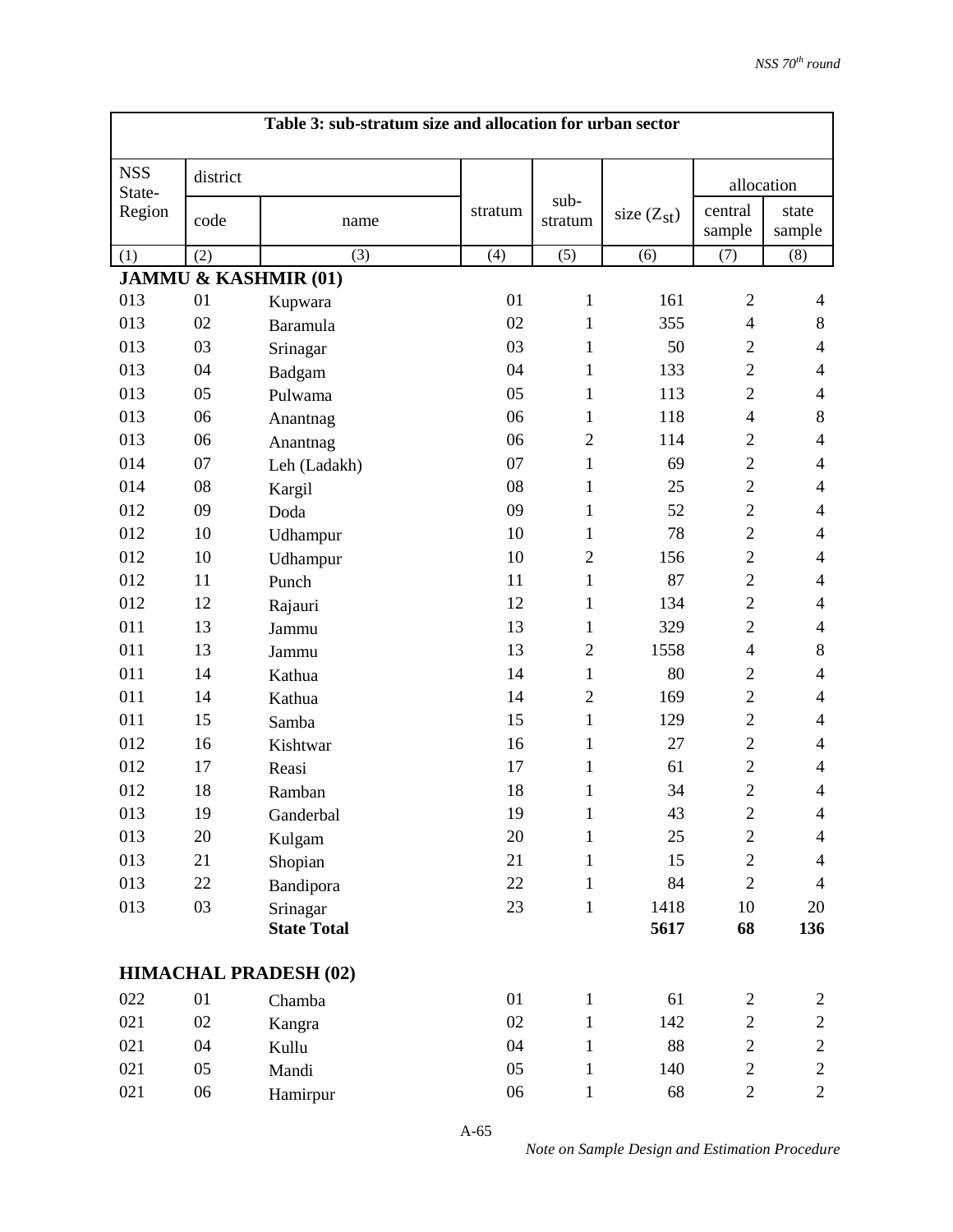**Table 3: sub-stratum size and allocation for urban sector**

| NSS State-Region | district | | stratum | sub-stratum | size ($Z_{st}$) | allocation | |
|---|---|---|---|---|---|---|---|
| | code | name | | | | central sample | state sample |
| (1) | (2) | (3) | (4) | (5) | (6) | (7) | (8) |
| **JAMMU & KASHMIR (01)** | | | | | | | |
| 013 | 01 | Kupwara | 01 | 1 | 161 | 2 | 4 |
| 013 | 02 | Baramula | 02 | 1 | 355 | 4 | 8 |
| 013 | 03 | Srinagar | 03 | 1 | 50 | 2 | 4 |
| 013 | 04 | Badgam | 04 | 1 | 133 | 2 | 4 |
| 013 | 05 | Pulwama | 05 | 1 | 113 | 2 | 4 |
| 013 | 06 | Anantnag | 06 | 1 | 118 | 4 | 8 |
| 013 | 06 | Anantnag | 06 | 2 | 114 | 2 | 4 |
| 014 | 07 | Leh (Ladakh) | 07 | 1 | 69 | 2 | 4 |
| 014 | 08 | Kargil | 08 | 1 | 25 | 2 | 4 |
| 012 | 09 | Doda | 09 | 1 | 52 | 2 | 4 |
| 012 | 10 | Udhampur | 10 | 1 | 78 | 2 | 4 |
| 012 | 10 | Udhampur | 10 | 2 | 156 | 2 | 4 |
| 012 | 11 | Punch | 11 | 1 | 87 | 2 | 4 |
| 012 | 12 | Rajauri | 12 | 1 | 134 | 2 | 4 |
| 011 | 13 | Jammu | 13 | 1 | 329 | 2 | 4 |
| 011 | 13 | Jammu | 13 | 2 | 1558 | 4 | 8 |
| 011 | 14 | Kathua | 14 | 1 | 80 | 2 | 4 |
| 011 | 14 | Kathua | 14 | 2 | 169 | 2 | 4 |
| 011 | 15 | Samba | 15 | 1 | 129 | 2 | 4 |
| 012 | 16 | Kishtwar | 16 | 1 | 27 | 2 | 4 |
| 012 | 17 | Reasi | 17 | 1 | 61 | 2 | 4 |
| 012 | 18 | Ramban | 18 | 1 | 34 | 2 | 4 |
| 013 | 19 | Ganderbal | 19 | 1 | 43 | 2 | 4 |
| 013 | 20 | Kulgam | 20 | 1 | 25 | 2 | 4 |
| 013 | 21 | Shopian | 21 | 1 | 15 | 2 | 4 |
| 013 | 22 | Bandipora | 22 | 1 | 84 | 2 | 4 |
| 013 | 03 | Srinagar | 23 | 1 | 1418 | 10 | 20 |
| | | **State Total** | | | **5617** | **68** | **136** |
| **HIMACHAL PRADESH (02)** | | | | | | | |
| 022 | 01 | Chamba | 01 | 1 | 61 | 2 | 2 |
| 021 | 02 | Kangra | 02 | 1 | 142 | 2 | 2 |
| 021 | 04 | Kullu | 04 | 1 | 88 | 2 | 2 |
| 021 | 05 | Mandi | 05 | 1 | 140 | 2 | 2 |
| 021 | 06 | Hamirpur | 06 | 1 | 68 | 2 | 2 |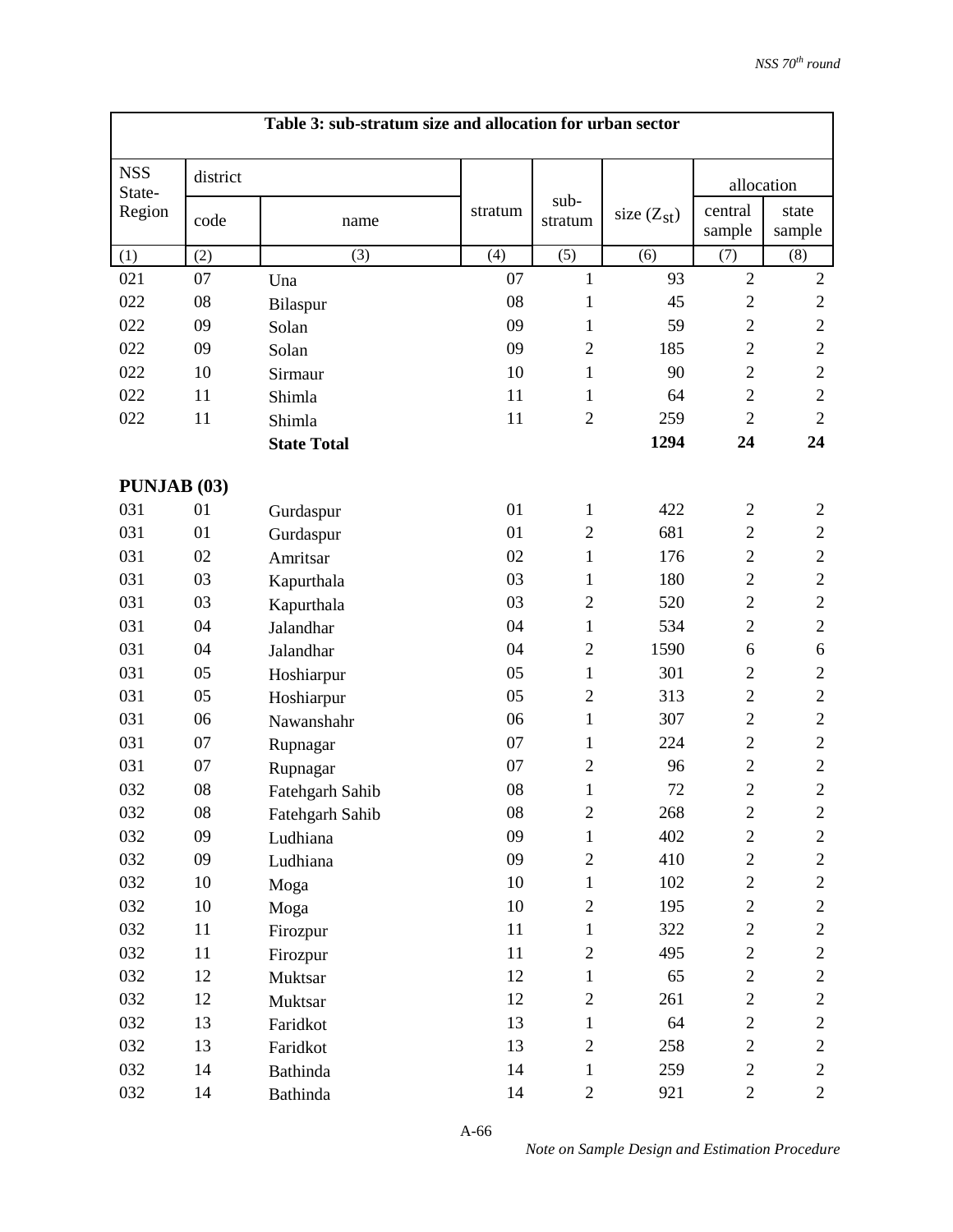| Table 3: sub-stratum size and allocation for urban sector | | | | | | | |
|---|---|---|---|---|---|---|---|
| NSS State-Region | district | | stratum | sub-stratum | size ($Z_{st}$) | allocation | |
| | code | name | | | | central sample | state sample |
| (1) | (2) | (3) | (4) | (5) | (6) | (7) | (8) |
| 021 | 07 | Una | 07 | 1 | 93 | 2 | 2 |
| 022 | 08 | Bilaspur | 08 | 1 | 45 | 2 | 2 |
| 022 | 09 | Solan | 09 | 1 | 59 | 2 | 2 |
| 022 | 09 | Solan | 09 | 2 | 185 | 2 | 2 |
| 022 | 10 | Sirmaur | 10 | 1 | 90 | 2 | 2 |
| 022 | 11 | Shimla | 11 | 1 | 64 | 2 | 2 |
| 022 | 11 | Shimla | 11 | 2 | 259 | 2 | 2 |
| | | **State Total** | | | **1294** | **24** | **24** |
| **PUNJAB (03)** | | | | | | | |
| 031 | 01 | Gurdaspur | 01 | 1 | 422 | 2 | 2 |
| 031 | 01 | Gurdaspur | 01 | 2 | 681 | 2 | 2 |
| 031 | 02 | Amritsar | 02 | 1 | 176 | 2 | 2 |
| 031 | 03 | Kapurthala | 03 | 1 | 180 | 2 | 2 |
| 031 | 03 | Kapurthala | 03 | 2 | 520 | 2 | 2 |
| 031 | 04 | Jalandhar | 04 | 1 | 534 | 2 | 2 |
| 031 | 04 | Jalandhar | 04 | 2 | 1590 | 6 | 6 |
| 031 | 05 | Hoshiarpur | 05 | 1 | 301 | 2 | 2 |
| 031 | 05 | Hoshiarpur | 05 | 2 | 313 | 2 | 2 |
| 031 | 06 | Nawanshahr | 06 | 1 | 307 | 2 | 2 |
| 031 | 07 | Rupnagar | 07 | 1 | 224 | 2 | 2 |
| 031 | 07 | Rupnagar | 07 | 2 | 96 | 2 | 2 |
| 032 | 08 | Fatehgarh Sahib | 08 | 1 | 72 | 2 | 2 |
| 032 | 08 | Fatehgarh Sahib | 08 | 2 | 268 | 2 | 2 |
| 032 | 09 | Ludhiana | 09 | 1 | 402 | 2 | 2 |
| 032 | 09 | Ludhiana | 09 | 2 | 410 | 2 | 2 |
| 032 | 10 | Moga | 10 | 1 | 102 | 2 | 2 |
| 032 | 10 | Moga | 10 | 2 | 195 | 2 | 2 |
| 032 | 11 | Firozpur | 11 | 1 | 322 | 2 | 2 |
| 032 | 11 | Firozpur | 11 | 2 | 495 | 2 | 2 |
| 032 | 12 | Muktsar | 12 | 1 | 65 | 2 | 2 |
| 032 | 12 | Muktsar | 12 | 2 | 261 | 2 | 2 |
| 032 | 13 | Faridkot | 13 | 1 | 64 | 2 | 2 |
| 032 | 13 | Faridkot | 13 | 2 | 258 | 2 | 2 |
| 032 | 14 | Bathinda | 14 | 1 | 259 | 2 | 2 |
| 032 | 14 | Bathinda | 14 | 2 | 921 | 2 | 2 |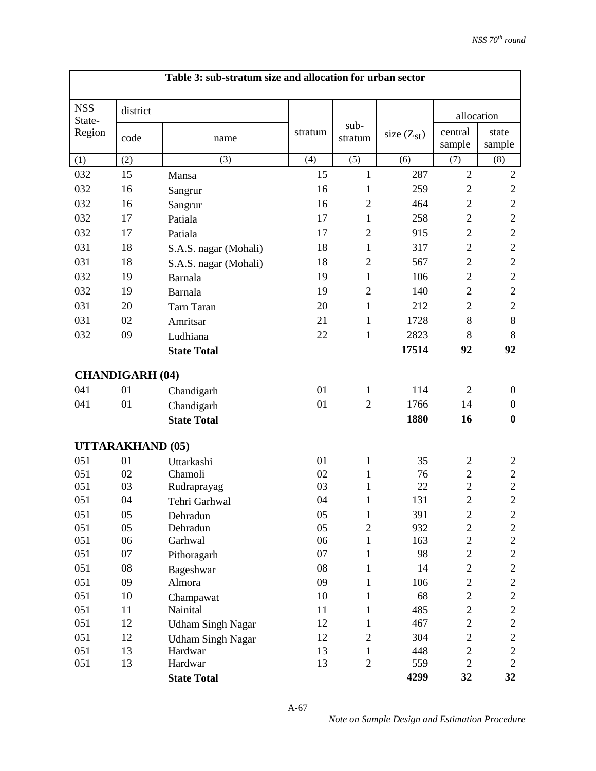**Table 3: sub-stratum size and allocation for urban sector**

| NSS State-Region | district | | stratum | sub-stratum | size ($Z_{st}$) | allocation | |
|---|---|---|---|---|---|---|---|
| | code | name | | | | central sample | state sample |
| (1) | (2) | (3) | (4) | (5) | (6) | (7) | (8) |
| 032 | 15 | Mansa | 15 | 1 | 287 | 2 | 2 |
| 032 | 16 | Sangrur | 16 | 1 | 259 | 2 | 2 |
| 032 | 16 | Sangrur | 16 | 2 | 464 | 2 | 2 |
| 032 | 17 | Patiala | 17 | 1 | 258 | 2 | 2 |
| 032 | 17 | Patiala | 17 | 2 | 915 | 2 | 2 |
| 031 | 18 | S.A.S. nagar (Mohali) | 18 | 1 | 317 | 2 | 2 |
| 031 | 18 | S.A.S. nagar (Mohali) | 18 | 2 | 567 | 2 | 2 |
| 032 | 19 | Barnala | 19 | 1 | 106 | 2 | 2 |
| 032 | 19 | Barnala | 19 | 2 | 140 | 2 | 2 |
| 031 | 20 | Tarn Taran | 20 | 1 | 212 | 2 | 2 |
| 031 | 02 | Amritsar | 21 | 1 | 1728 | 8 | 8 |
| 032 | 09 | Ludhiana | 22 | 1 | 2823 | 8 | 8 |
| | | **State Total** | | | **17514** | **92** | **92** |
| **CHANDIGARH (04)** | | | | | | | |
| 041 | 01 | Chandigarh | 01 | 1 | 114 | 2 | 0 |
| 041 | 01 | Chandigarh | 01 | 2 | 1766 | 14 | 0 |
| | | **State Total** | | | **1880** | **16** | **0** |
| **UTTARAKHAND (05)** | | | | | | | |
| 051 | 01 | Uttarkashi | 01 | 1 | 35 | 2 | 2 |
| 051 | 02 | Chamoli | 02 | 1 | 76 | 2 | 2 |
| 051 | 03 | Rudraprayag | 03 | 1 | 22 | 2 | 2 |
| 051 | 04 | Tehri Garhwal | 04 | 1 | 131 | 2 | 2 |
| 051 | 05 | Dehradun | 05 | 1 | 391 | 2 | 2 |
| 051 | 05 | Dehradun | 05 | 2 | 932 | 2 | 2 |
| 051 | 06 | Garhwal | 06 | 1 | 163 | 2 | 2 |
| 051 | 07 | Pithoragarh | 07 | 1 | 98 | 2 | 2 |
| 051 | 08 | Bageshwar | 08 | 1 | 14 | 2 | 2 |
| 051 | 09 | Almora | 09 | 1 | 106 | 2 | 2 |
| 051 | 10 | Champawat | 10 | 1 | 68 | 2 | 2 |
| 051 | 11 | Nainital | 11 | 1 | 485 | 2 | 2 |
| 051 | 12 | Udham Singh Nagar | 12 | 1 | 467 | 2 | 2 |
| 051 | 12 | Udham Singh Nagar | 12 | 2 | 304 | 2 | 2 |
| 051 | 13 | Hardwar | 13 | 1 | 448 | 2 | 2 |
| 051 | 13 | Hardwar | 13 | 2 | 559 | 2 | 2 |
| | | **State Total** | | | **4299** | **32** | **32** |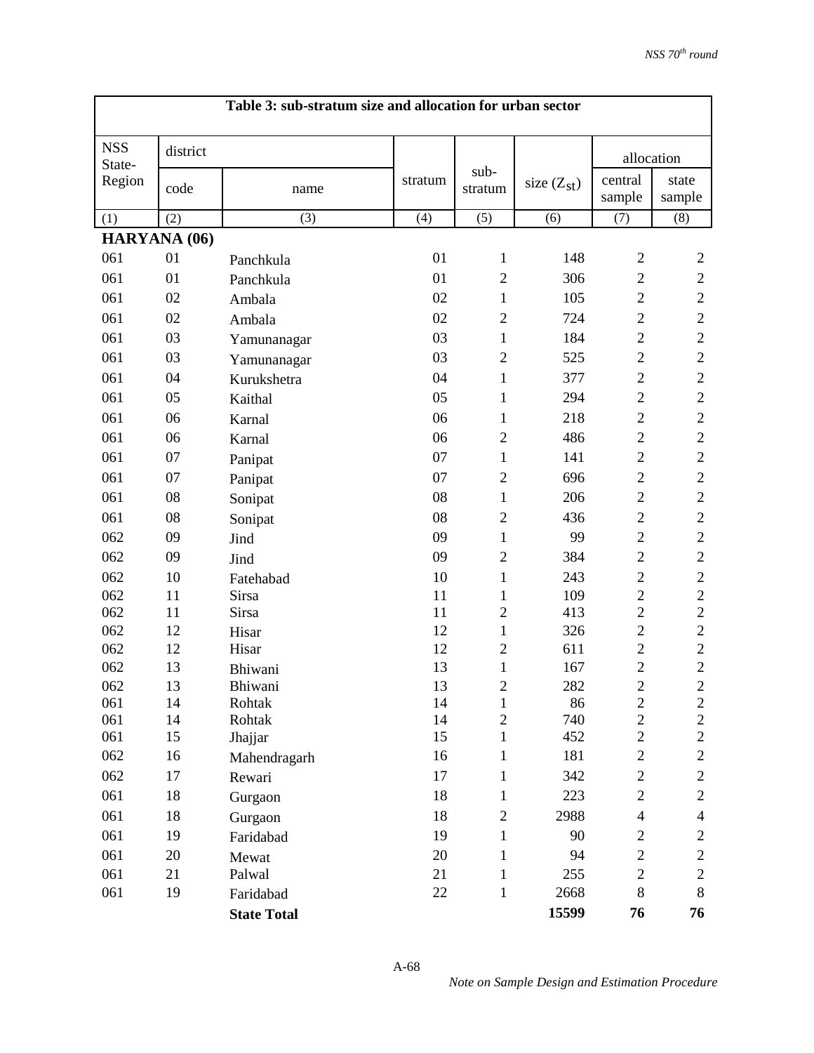| Table 3: sub-stratum size and allocation for urban sector | | | | | | | |
|---|---|---|---|---|---|---|---|
| NSS State-Region | district | | stratum | sub-stratum | size ($Z_{st}$) | allocation | |
| | code | name | | | | central sample | state sample |
| (1) | (2) | (3) | (4) | (5) | (6) | (7) | (8) |
| **HARYANA (06)** | | | | | | | |
| 061 | 01 | Panchkula | 01 | 1 | 148 | 2 | 2 |
| 061 | 01 | Panchkula | 01 | 2 | 306 | 2 | 2 |
| 061 | 02 | Ambala | 02 | 1 | 105 | 2 | 2 |
| 061 | 02 | Ambala | 02 | 2 | 724 | 2 | 2 |
| 061 | 03 | Yamunanagar | 03 | 1 | 184 | 2 | 2 |
| 061 | 03 | Yamunanagar | 03 | 2 | 525 | 2 | 2 |
| 061 | 04 | Kurukshetra | 04 | 1 | 377 | 2 | 2 |
| 061 | 05 | Kaithal | 05 | 1 | 294 | 2 | 2 |
| 061 | 06 | Karnal | 06 | 1 | 218 | 2 | 2 |
| 061 | 06 | Karnal | 06 | 2 | 486 | 2 | 2 |
| 061 | 07 | Panipat | 07 | 1 | 141 | 2 | 2 |
| 061 | 07 | Panipat | 07 | 2 | 696 | 2 | 2 |
| 061 | 08 | Sonipat | 08 | 1 | 206 | 2 | 2 |
| 061 | 08 | Sonipat | 08 | 2 | 436 | 2 | 2 |
| 062 | 09 | Jind | 09 | 1 | 99 | 2 | 2 |
| 062 | 09 | Jind | 09 | 2 | 384 | 2 | 2 |
| 062 | 10 | Fatehabad | 10 | 1 | 243 | 2 | 2 |
| 062 | 11 | Sirsa | 11 | 1 | 109 | 2 | 2 |
| 062 | 11 | Sirsa | 11 | 2 | 413 | 2 | 2 |
| 062 | 12 | Hisar | 12 | 1 | 326 | 2 | 2 |
| 062 | 12 | Hisar | 12 | 2 | 611 | 2 | 2 |
| 062 | 13 | Bhiwani | 13 | 1 | 167 | 2 | 2 |
| 062 | 13 | Bhiwani | 13 | 2 | 282 | 2 | 2 |
| 061 | 14 | Rohtak | 14 | 1 | 86 | 2 | 2 |
| 061 | 14 | Rohtak | 14 | 2 | 740 | 2 | 2 |
| 061 | 15 | Jhajjar | 15 | 1 | 452 | 2 | 2 |
| 062 | 16 | Mahendragarh | 16 | 1 | 181 | 2 | 2 |
| 062 | 17 | Rewari | 17 | 1 | 342 | 2 | 2 |
| 061 | 18 | Gurgaon | 18 | 1 | 223 | 2 | 2 |
| 061 | 18 | Gurgaon | 18 | 2 | 2988 | 4 | 4 |
| 061 | 19 | Faridabad | 19 | 1 | 90 | 2 | 2 |
| 061 | 20 | Mewat | 20 | 1 | 94 | 2 | 2 |
| 061 | 21 | Palwal | 21 | 1 | 255 | 2 | 2 |
| 061 | 19 | Faridabad | 22 | 1 | 2668 | 8 | 8 |
| | | **State Total** | | | **15599** | **76** | **76** |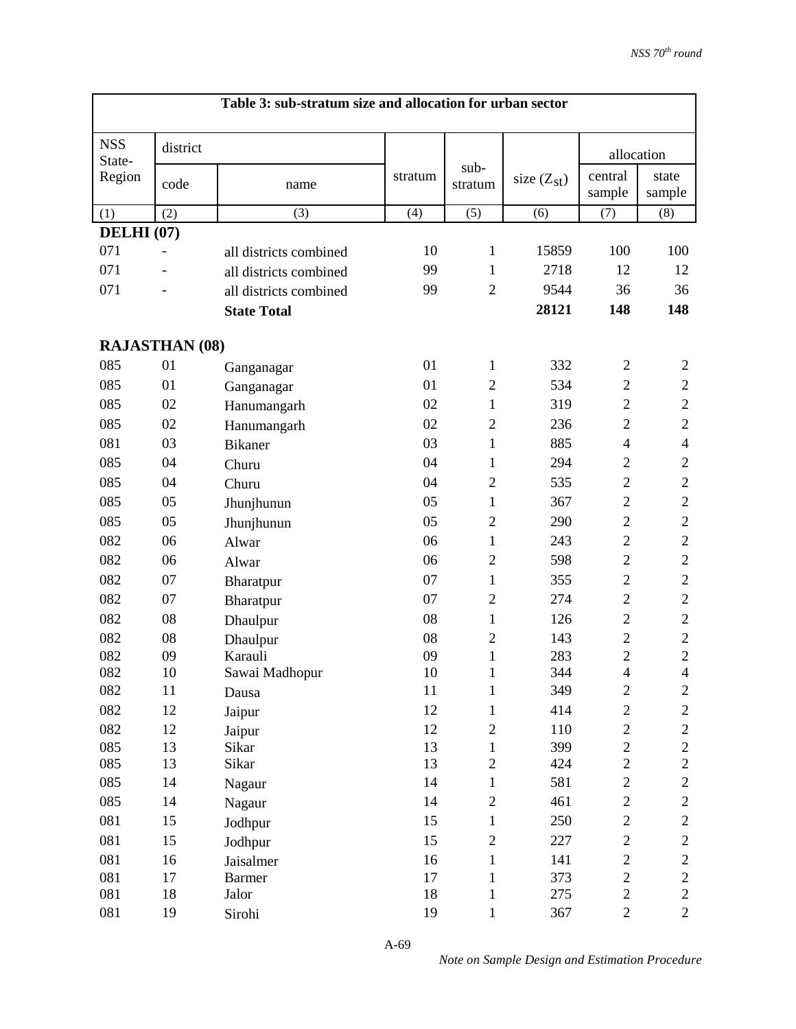**Table 3: sub-stratum size and allocation for urban sector**

| NSS State-Region | district code | district name | stratum | sub-stratum | size ($Z_{st}$) | allocation: central sample | allocation: state sample |
|---|---|---|---|---|---|---|---|
| (1) | (2) | (3) | (4) | (5) | (6) | (7) | (8) |
| **DELHI (07)** | | | | | | | |
| 071 | - | all districts combined | 10 | 1 | 15859 | 100 | 100 |
| 071 | - | all districts combined | 99 | 1 | 2718 | 12 | 12 |
| 071 | - | all districts combined | 99 | 2 | 9544 | 36 | 36 |
| | | **State Total** | | | **28121** | **148** | **148** |
| **RAJASTHAN (08)** | | | | | | | |
| 085 | 01 | Ganganagar | 01 | 1 | 332 | 2 | 2 |
| 085 | 01 | Ganganagar | 01 | 2 | 534 | 2 | 2 |
| 085 | 02 | Hanumangarh | 02 | 1 | 319 | 2 | 2 |
| 085 | 02 | Hanumangarh | 02 | 2 | 236 | 2 | 2 |
| 081 | 03 | Bikaner | 03 | 1 | 885 | 4 | 4 |
| 085 | 04 | Churu | 04 | 1 | 294 | 2 | 2 |
| 085 | 04 | Churu | 04 | 2 | 535 | 2 | 2 |
| 085 | 05 | Jhunjhunun | 05 | 1 | 367 | 2 | 2 |
| 085 | 05 | Jhunjhunun | 05 | 2 | 290 | 2 | 2 |
| 082 | 06 | Alwar | 06 | 1 | 243 | 2 | 2 |
| 082 | 06 | Alwar | 06 | 2 | 598 | 2 | 2 |
| 082 | 07 | Bharatpur | 07 | 1 | 355 | 2 | 2 |
| 082 | 07 | Bharatpur | 07 | 2 | 274 | 2 | 2 |
| 082 | 08 | Dhaulpur | 08 | 1 | 126 | 2 | 2 |
| 082 | 08 | Dhaulpur | 08 | 2 | 143 | 2 | 2 |
| 082 | 09 | Karauli | 09 | 1 | 283 | 2 | 2 |
| 082 | 10 | Sawai Madhopur | 10 | 1 | 344 | 4 | 4 |
| 082 | 11 | Dausa | 11 | 1 | 349 | 2 | 2 |
| 082 | 12 | Jaipur | 12 | 1 | 414 | 2 | 2 |
| 082 | 12 | Jaipur | 12 | 2 | 110 | 2 | 2 |
| 085 | 13 | Sikar | 13 | 1 | 399 | 2 | 2 |
| 085 | 13 | Sikar | 13 | 2 | 424 | 2 | 2 |
| 085 | 14 | Nagaur | 14 | 1 | 581 | 2 | 2 |
| 085 | 14 | Nagaur | 14 | 2 | 461 | 2 | 2 |
| 081 | 15 | Jodhpur | 15 | 1 | 250 | 2 | 2 |
| 081 | 15 | Jodhpur | 15 | 2 | 227 | 2 | 2 |
| 081 | 16 | Jaisalmer | 16 | 1 | 141 | 2 | 2 |
| 081 | 17 | Barmer | 17 | 1 | 373 | 2 | 2 |
| 081 | 18 | Jalor | 18 | 1 | 275 | 2 | 2 |
| 081 | 19 | Sirohi | 19 | 1 | 367 | 2 | 2 |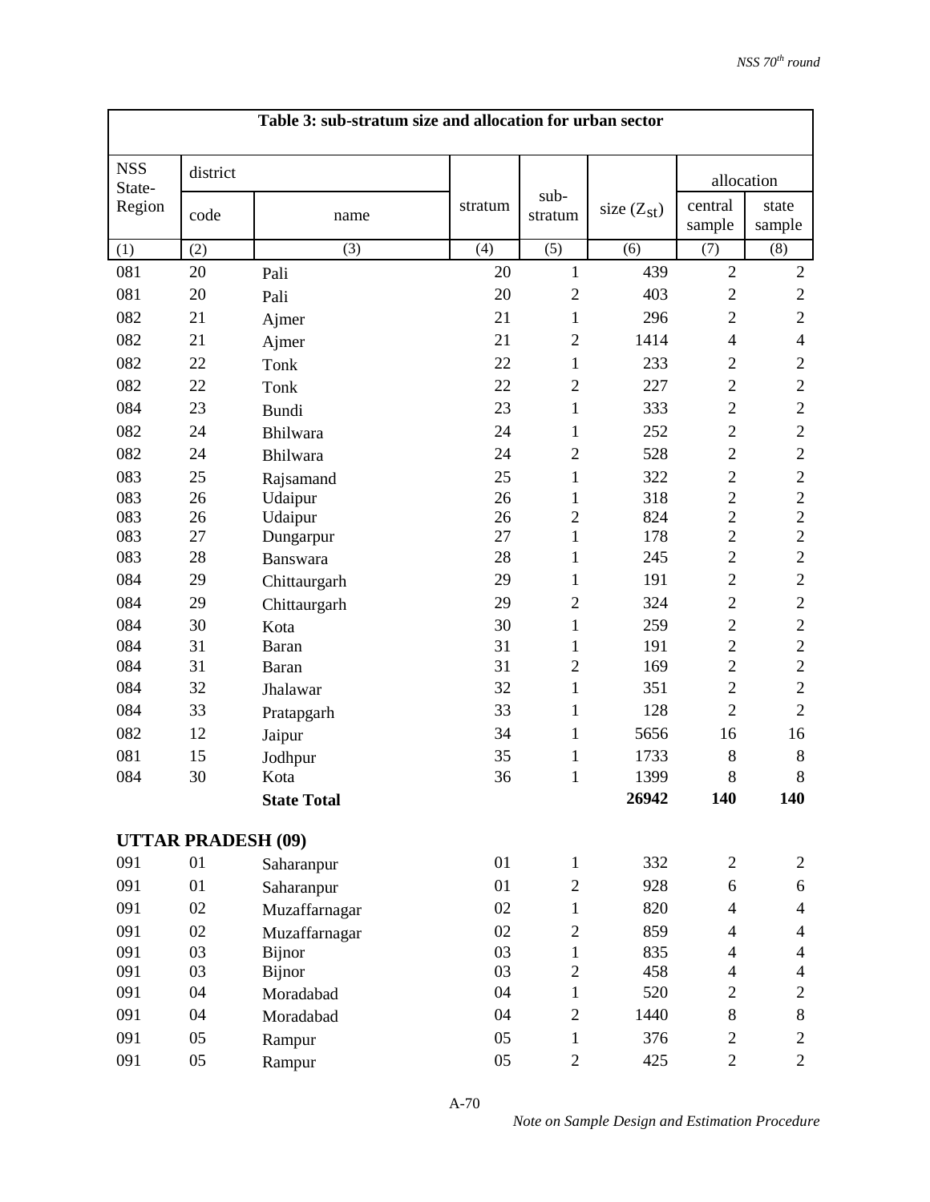**Table 3: sub-stratum size and allocation for urban sector**

| NSS State-Region | district | | stratum | sub-stratum | size ($Z_{st}$) | allocation | |
|---|---|---|---|---|---|---|---|
| | code | name | | | | central sample | state sample |
| (1) | (2) | (3) | (4) | (5) | (6) | (7) | (8) |
| 081 | 20 | Pali | 20 | 1 | 439 | 2 | 2 |
| 081 | 20 | Pali | 20 | 2 | 403 | 2 | 2 |
| 082 | 21 | Ajmer | 21 | 1 | 296 | 2 | 2 |
| 082 | 21 | Ajmer | 21 | 2 | 1414 | 4 | 4 |
| 082 | 22 | Tonk | 22 | 1 | 233 | 2 | 2 |
| 082 | 22 | Tonk | 22 | 2 | 227 | 2 | 2 |
| 084 | 23 | Bundi | 23 | 1 | 333 | 2 | 2 |
| 082 | 24 | Bhilwara | 24 | 1 | 252 | 2 | 2 |
| 082 | 24 | Bhilwara | 24 | 2 | 528 | 2 | 2 |
| 083 | 25 | Rajsamand | 25 | 1 | 322 | 2 | 2 |
| 083 | 26 | Udaipur | 26 | 1 | 318 | 2 | 2 |
| 083 | 26 | Udaipur | 26 | 2 | 824 | 2 | 2 |
| 083 | 27 | Dungarpur | 27 | 1 | 178 | 2 | 2 |
| 083 | 28 | Banswara | 28 | 1 | 245 | 2 | 2 |
| 084 | 29 | Chittaurgarh | 29 | 1 | 191 | 2 | 2 |
| 084 | 29 | Chittaurgarh | 29 | 2 | 324 | 2 | 2 |
| 084 | 30 | Kota | 30 | 1 | 259 | 2 | 2 |
| 084 | 31 | Baran | 31 | 1 | 191 | 2 | 2 |
| 084 | 31 | Baran | 31 | 2 | 169 | 2 | 2 |
| 084 | 32 | Jhalawar | 32 | 1 | 351 | 2 | 2 |
| 084 | 33 | Pratapgarh | 33 | 1 | 128 | 2 | 2 |
| 082 | 12 | Jaipur | 34 | 1 | 5656 | 16 | 16 |
| 081 | 15 | Jodhpur | 35 | 1 | 1733 | 8 | 8 |
| 084 | 30 | Kota | 36 | 1 | 1399 | 8 | 8 |
| | | **State Total** | | | **26942** | **140** | **140** |
| **UTTAR PRADESH (09)** | | | | | | | |
| 091 | 01 | Saharanpur | 01 | 1 | 332 | 2 | 2 |
| 091 | 01 | Saharanpur | 01 | 2 | 928 | 6 | 6 |
| 091 | 02 | Muzaffarnagar | 02 | 1 | 820 | 4 | 4 |
| 091 | 02 | Muzaffarnagar | 02 | 2 | 859 | 4 | 4 |
| 091 | 03 | Bijnor | 03 | 1 | 835 | 4 | 4 |
| 091 | 03 | Bijnor | 03 | 2 | 458 | 4 | 4 |
| 091 | 04 | Moradabad | 04 | 1 | 520 | 2 | 2 |
| 091 | 04 | Moradabad | 04 | 2 | 1440 | 8 | 8 |
| 091 | 05 | Rampur | 05 | 1 | 376 | 2 | 2 |
| 091 | 05 | Rampur | 05 | 2 | 425 | 2 | 2 |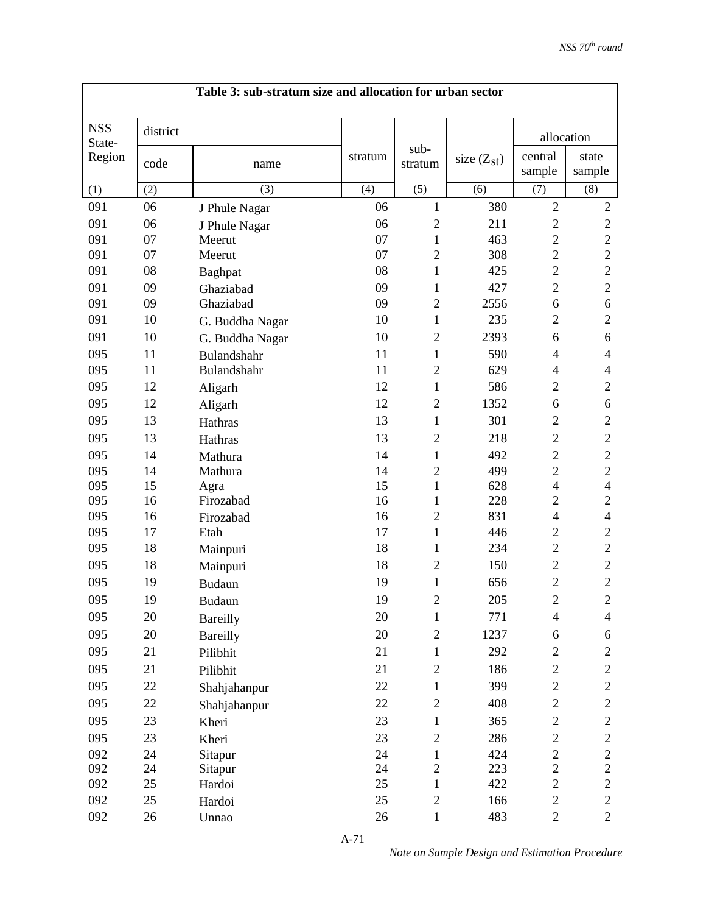| Table 3: sub-stratum size and allocation for urban sector | | | | | | | |
|---|---|---|---|---|---|---|---|
| NSS State-Region | district | | stratum | sub-stratum | size ($Z_{st}$) | allocation | |
| | code | name | | | | central sample | state sample |
| (1) | (2) | (3) | (4) | (5) | (6) | (7) | (8) |
| 091 | 06 | J Phule Nagar | 06 | 1 | 380 | 2 | 2 |
| 091 | 06 | J Phule Nagar | 06 | 2 | 211 | 2 | 2 |
| 091 | 07 | Meerut | 07 | 1 | 463 | 2 | 2 |
| 091 | 07 | Meerut | 07 | 2 | 308 | 2 | 2 |
| 091 | 08 | Baghpat | 08 | 1 | 425 | 2 | 2 |
| 091 | 09 | Ghaziabad | 09 | 1 | 427 | 2 | 2 |
| 091 | 09 | Ghaziabad | 09 | 2 | 2556 | 6 | 6 |
| 091 | 10 | G. Buddha Nagar | 10 | 1 | 235 | 2 | 2 |
| 091 | 10 | G. Buddha Nagar | 10 | 2 | 2393 | 6 | 6 |
| 095 | 11 | Bulandshahr | 11 | 1 | 590 | 4 | 4 |
| 095 | 11 | Bulandshahr | 11 | 2 | 629 | 4 | 4 |
| 095 | 12 | Aligarh | 12 | 1 | 586 | 2 | 2 |
| 095 | 12 | Aligarh | 12 | 2 | 1352 | 6 | 6 |
| 095 | 13 | Hathras | 13 | 1 | 301 | 2 | 2 |
| 095 | 13 | Hathras | 13 | 2 | 218 | 2 | 2 |
| 095 | 14 | Mathura | 14 | 1 | 492 | 2 | 2 |
| 095 | 14 | Mathura | 14 | 2 | 499 | 2 | 2 |
| 095 | 15 | Agra | 15 | 1 | 628 | 4 | 4 |
| 095 | 16 | Firozabad | 16 | 1 | 228 | 2 | 2 |
| 095 | 16 | Firozabad | 16 | 2 | 831 | 4 | 4 |
| 095 | 17 | Etah | 17 | 1 | 446 | 2 | 2 |
| 095 | 18 | Mainpuri | 18 | 1 | 234 | 2 | 2 |
| 095 | 18 | Mainpuri | 18 | 2 | 150 | 2 | 2 |
| 095 | 19 | Budaun | 19 | 1 | 656 | 2 | 2 |
| 095 | 19 | Budaun | 19 | 2 | 205 | 2 | 2 |
| 095 | 20 | Bareilly | 20 | 1 | 771 | 4 | 4 |
| 095 | 20 | Bareilly | 20 | 2 | 1237 | 6 | 6 |
| 095 | 21 | Pilibhit | 21 | 1 | 292 | 2 | 2 |
| 095 | 21 | Pilibhit | 21 | 2 | 186 | 2 | 2 |
| 095 | 22 | Shahjahanpur | 22 | 1 | 399 | 2 | 2 |
| 095 | 22 | Shahjahanpur | 22 | 2 | 408 | 2 | 2 |
| 095 | 23 | Kheri | 23 | 1 | 365 | 2 | 2 |
| 095 | 23 | Kheri | 23 | 2 | 286 | 2 | 2 |
| 092 | 24 | Sitapur | 24 | 1 | 424 | 2 | 2 |
| 092 | 24 | Sitapur | 24 | 2 | 223 | 2 | 2 |
| 092 | 25 | Hardoi | 25 | 1 | 422 | 2 | 2 |
| 092 | 25 | Hardoi | 25 | 2 | 166 | 2 | 2 |
| 092 | 26 | Unnao | 26 | 1 | 483 | 2 | 2 |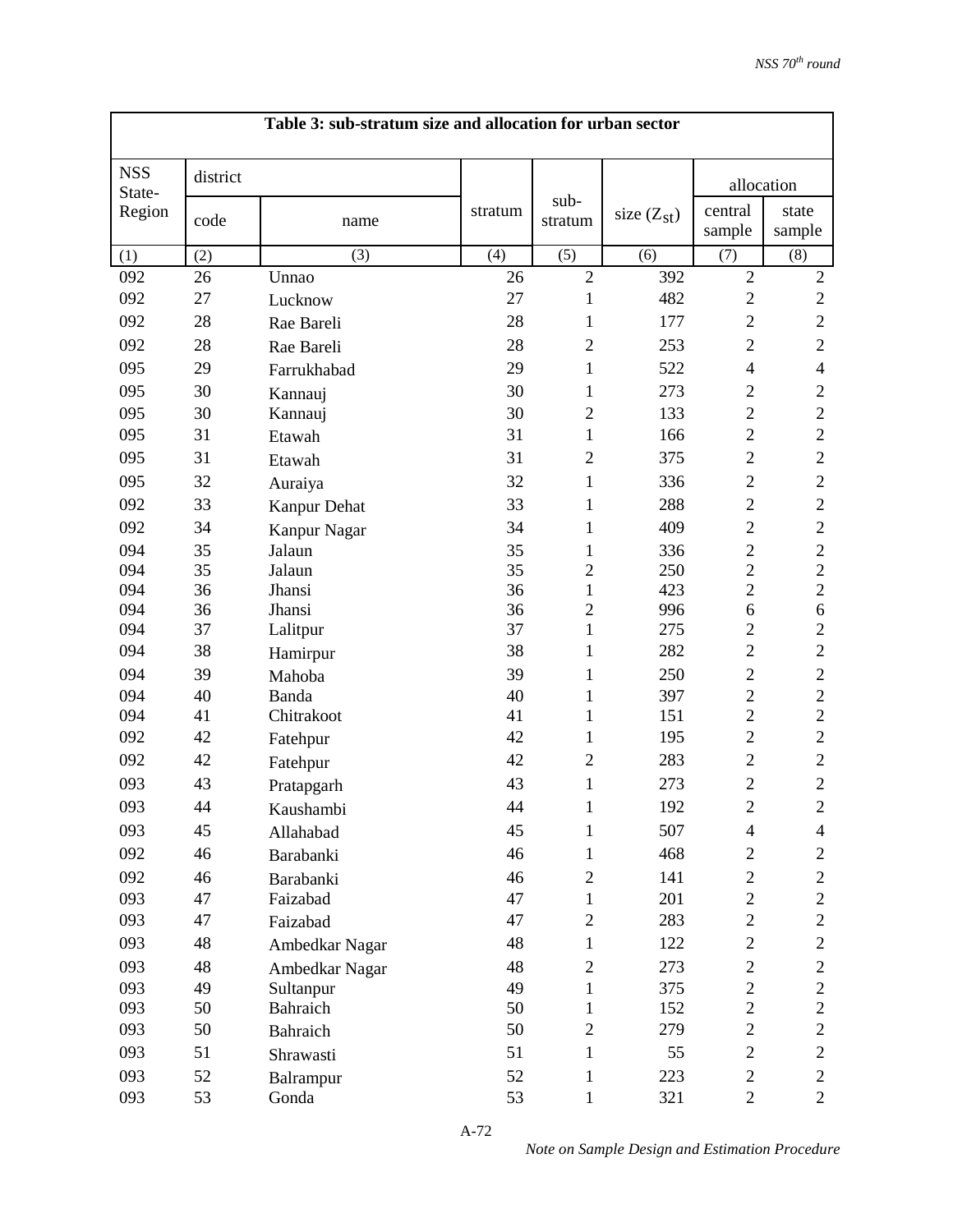**Table 3: sub-stratum size and allocation for urban sector**

| NSS State-Region | district | | stratum | sub-stratum | size ($Z_{st}$) | allocation | |
|---|---|---|---|---|---|---|---|
| | code | name | | | | central sample | state sample |
| (1) | (2) | (3) | (4) | (5) | (6) | (7) | (8) |
| 092 | 26 | Unnao | 26 | 2 | 392 | 2 | 2 |
| 092 | 27 | Lucknow | 27 | 1 | 482 | 2 | 2 |
| 092 | 28 | Rae Bareli | 28 | 1 | 177 | 2 | 2 |
| 092 | 28 | Rae Bareli | 28 | 2 | 253 | 2 | 2 |
| 095 | 29 | Farrukhabad | 29 | 1 | 522 | 4 | 4 |
| 095 | 30 | Kannauj | 30 | 1 | 273 | 2 | 2 |
| 095 | 30 | Kannauj | 30 | 2 | 133 | 2 | 2 |
| 095 | 31 | Etawah | 31 | 1 | 166 | 2 | 2 |
| 095 | 31 | Etawah | 31 | 2 | 375 | 2 | 2 |
| 095 | 32 | Auraiya | 32 | 1 | 336 | 2 | 2 |
| 092 | 33 | Kanpur Dehat | 33 | 1 | 288 | 2 | 2 |
| 092 | 34 | Kanpur Nagar | 34 | 1 | 409 | 2 | 2 |
| 094 | 35 | Jalaun | 35 | 1 | 336 | 2 | 2 |
| 094 | 35 | Jalaun | 35 | 2 | 250 | 2 | 2 |
| 094 | 36 | Jhansi | 36 | 1 | 423 | 2 | 2 |
| 094 | 36 | Jhansi | 36 | 2 | 996 | 6 | 6 |
| 094 | 37 | Lalitpur | 37 | 1 | 275 | 2 | 2 |
| 094 | 38 | Hamirpur | 38 | 1 | 282 | 2 | 2 |
| 094 | 39 | Mahoba | 39 | 1 | 250 | 2 | 2 |
| 094 | 40 | Banda | 40 | 1 | 397 | 2 | 2 |
| 094 | 41 | Chitrakoot | 41 | 1 | 151 | 2 | 2 |
| 092 | 42 | Fatehpur | 42 | 1 | 195 | 2 | 2 |
| 092 | 42 | Fatehpur | 42 | 2 | 283 | 2 | 2 |
| 093 | 43 | Pratapgarh | 43 | 1 | 273 | 2 | 2 |
| 093 | 44 | Kaushambi | 44 | 1 | 192 | 2 | 2 |
| 093 | 45 | Allahabad | 45 | 1 | 507 | 4 | 4 |
| 092 | 46 | Barabanki | 46 | 1 | 468 | 2 | 2 |
| 092 | 46 | Barabanki | 46 | 2 | 141 | 2 | 2 |
| 093 | 47 | Faizabad | 47 | 1 | 201 | 2 | 2 |
| 093 | 47 | Faizabad | 47 | 2 | 283 | 2 | 2 |
| 093 | 48 | Ambedkar Nagar | 48 | 1 | 122 | 2 | 2 |
| 093 | 48 | Ambedkar Nagar | 48 | 2 | 273 | 2 | 2 |
| 093 | 49 | Sultanpur | 49 | 1 | 375 | 2 | 2 |
| 093 | 50 | Bahraich | 50 | 1 | 152 | 2 | 2 |
| 093 | 50 | Bahraich | 50 | 2 | 279 | 2 | 2 |
| 093 | 51 | Shrawasti | 51 | 1 | 55 | 2 | 2 |
| 093 | 52 | Balrampur | 52 | 1 | 223 | 2 | 2 |
| 093 | 53 | Gonda | 53 | 1 | 321 | 2 | 2 |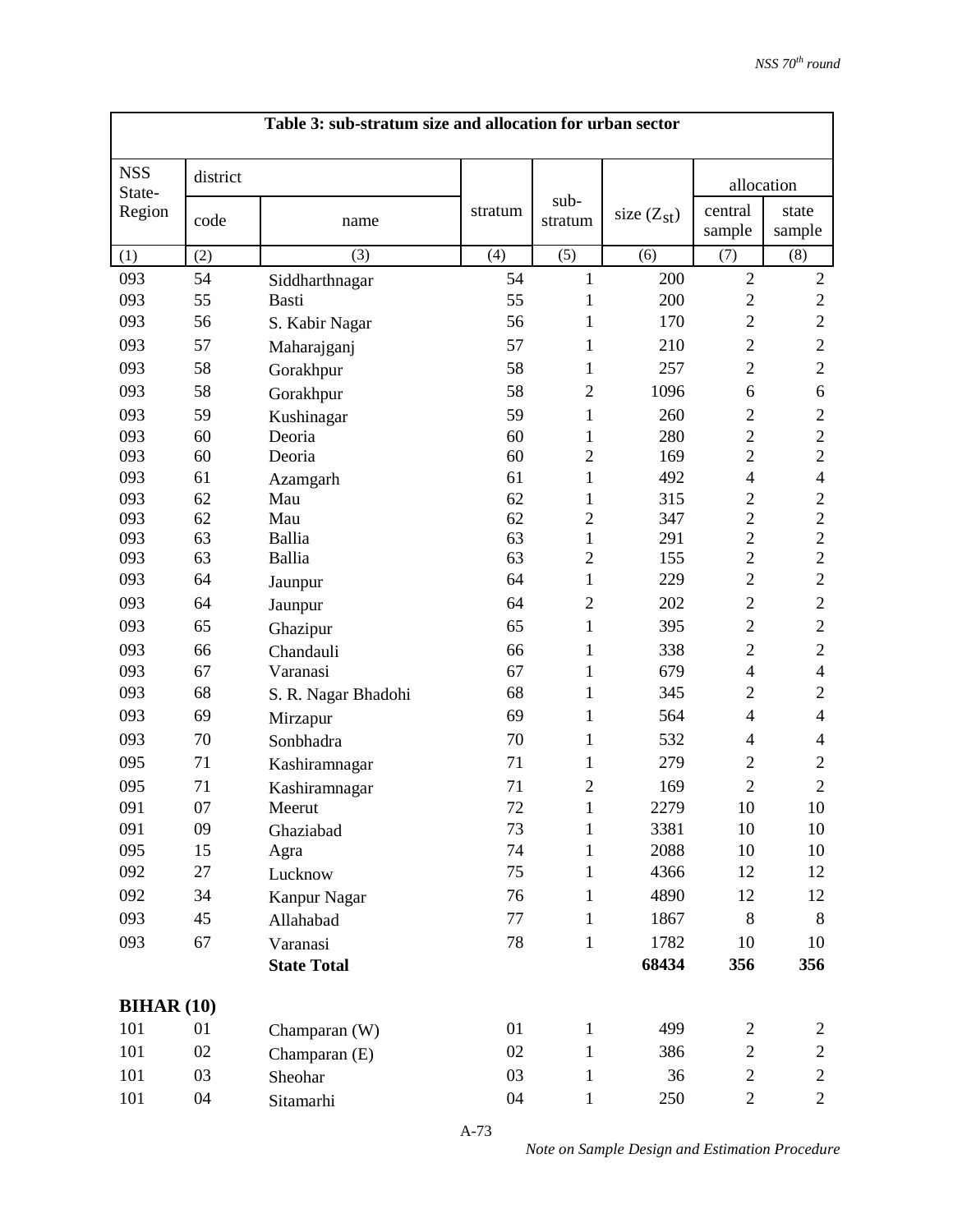**Table 3: sub-stratum size and allocation for urban sector**

| NSS State-Region | district | | stratum | sub-stratum | size ($Z_{st}$) | allocation | |
|---|---|---|---|---|---|---|---|
| | code | name | | | | central sample | state sample |
| (1) | (2) | (3) | (4) | (5) | (6) | (7) | (8) |
| 093 | 54 | Siddharthnagar | 54 | 1 | 200 | 2 | 2 |
| 093 | 55 | Basti | 55 | 1 | 200 | 2 | 2 |
| 093 | 56 | S. Kabir Nagar | 56 | 1 | 170 | 2 | 2 |
| 093 | 57 | Maharajganj | 57 | 1 | 210 | 2 | 2 |
| 093 | 58 | Gorakhpur | 58 | 1 | 257 | 2 | 2 |
| 093 | 58 | Gorakhpur | 58 | 2 | 1096 | 6 | 6 |
| 093 | 59 | Kushinagar | 59 | 1 | 260 | 2 | 2 |
| 093 | 60 | Deoria | 60 | 1 | 280 | 2 | 2 |
| 093 | 60 | Deoria | 60 | 2 | 169 | 2 | 2 |
| 093 | 61 | Azamgarh | 61 | 1 | 492 | 4 | 4 |
| 093 | 62 | Mau | 62 | 1 | 315 | 2 | 2 |
| 093 | 62 | Mau | 62 | 2 | 347 | 2 | 2 |
| 093 | 63 | Ballia | 63 | 1 | 291 | 2 | 2 |
| 093 | 63 | Ballia | 63 | 2 | 155 | 2 | 2 |
| 093 | 64 | Jaunpur | 64 | 1 | 229 | 2 | 2 |
| 093 | 64 | Jaunpur | 64 | 2 | 202 | 2 | 2 |
| 093 | 65 | Ghazipur | 65 | 1 | 395 | 2 | 2 |
| 093 | 66 | Chandauli | 66 | 1 | 338 | 2 | 2 |
| 093 | 67 | Varanasi | 67 | 1 | 679 | 4 | 4 |
| 093 | 68 | S. R. Nagar Bhadohi | 68 | 1 | 345 | 2 | 2 |
| 093 | 69 | Mirzapur | 69 | 1 | 564 | 4 | 4 |
| 093 | 70 | Sonbhadra | 70 | 1 | 532 | 4 | 4 |
| 095 | 71 | Kashiramnagar | 71 | 1 | 279 | 2 | 2 |
| 095 | 71 | Kashiramnagar | 71 | 2 | 169 | 2 | 2 |
| 091 | 07 | Meerut | 72 | 1 | 2279 | 10 | 10 |
| 091 | 09 | Ghaziabad | 73 | 1 | 3381 | 10 | 10 |
| 095 | 15 | Agra | 74 | 1 | 2088 | 10 | 10 |
| 092 | 27 | Lucknow | 75 | 1 | 4366 | 12 | 12 |
| 092 | 34 | Kanpur Nagar | 76 | 1 | 4890 | 12 | 12 |
| 093 | 45 | Allahabad | 77 | 1 | 1867 | 8 | 8 |
| 093 | 67 | Varanasi | 78 | 1 | 1782 | 10 | 10 |
| | | **State Total** | | | **68434** | **356** | **356** |
| **BIHAR (10)** | | | | | | | |
| 101 | 01 | Champaran (W) | 01 | 1 | 499 | 2 | 2 |
| 101 | 02 | Champaran (E) | 02 | 1 | 386 | 2 | 2 |
| 101 | 03 | Sheohar | 03 | 1 | 36 | 2 | 2 |
| 101 | 04 | Sitamarhi | 04 | 1 | 250 | 2 | 2 |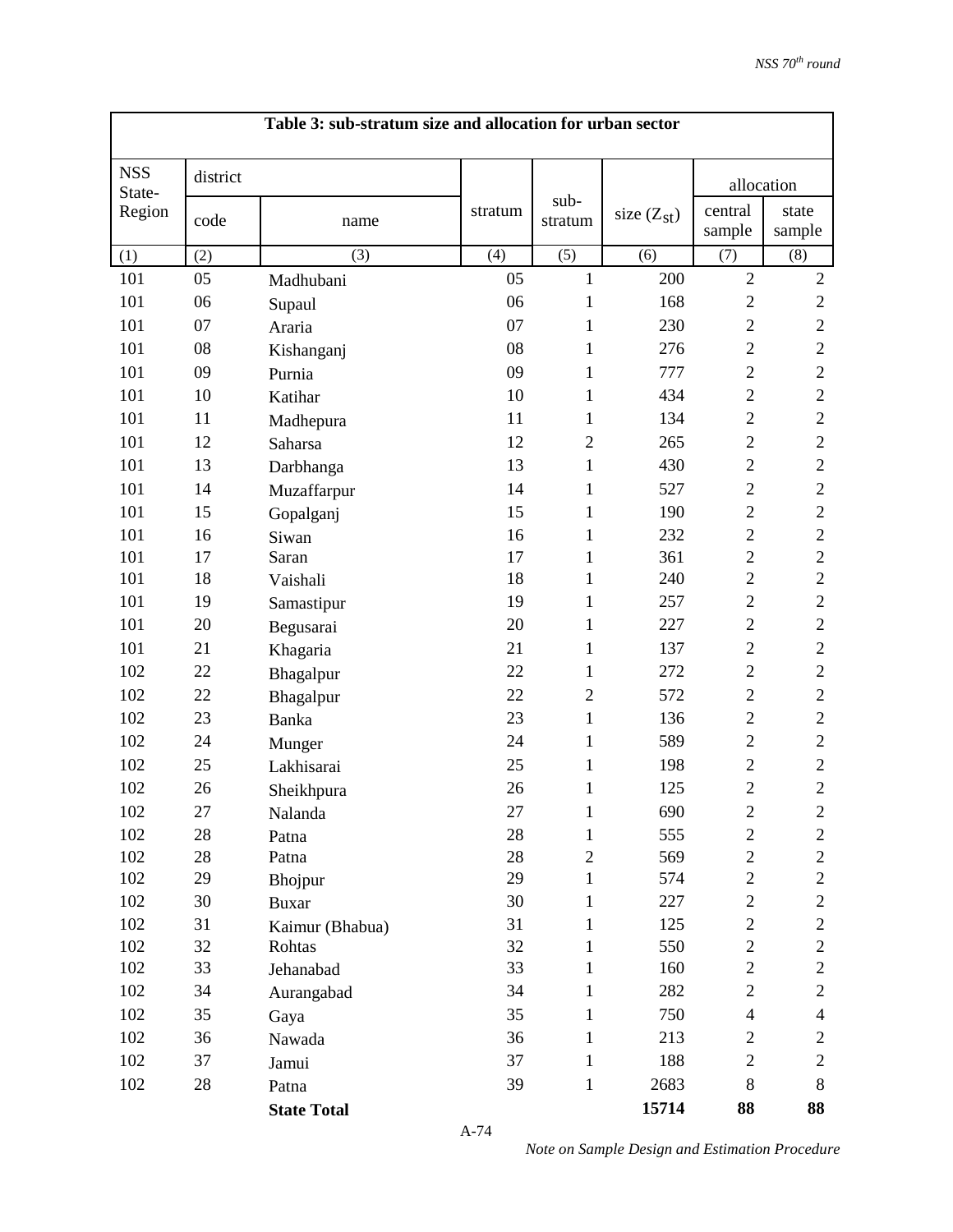**Table 3: sub-stratum size and allocation for urban sector**

| NSS State-Region | district | | stratum | sub-stratum | size ($Z_{st}$) | allocation | |
|---|---|---|---|---|---|---|---|
| | code | name | | | | central sample | state sample |
| (1) | (2) | (3) | (4) | (5) | (6) | (7) | (8) |
| 101 | 05 | Madhubani | 05 | 1 | 200 | 2 | 2 |
| 101 | 06 | Supaul | 06 | 1 | 168 | 2 | 2 |
| 101 | 07 | Araria | 07 | 1 | 230 | 2 | 2 |
| 101 | 08 | Kishanganj | 08 | 1 | 276 | 2 | 2 |
| 101 | 09 | Purnia | 09 | 1 | 777 | 2 | 2 |
| 101 | 10 | Katihar | 10 | 1 | 434 | 2 | 2 |
| 101 | 11 | Madhepura | 11 | 1 | 134 | 2 | 2 |
| 101 | 12 | Saharsa | 12 | 2 | 265 | 2 | 2 |
| 101 | 13 | Darbhanga | 13 | 1 | 430 | 2 | 2 |
| 101 | 14 | Muzaffarpur | 14 | 1 | 527 | 2 | 2 |
| 101 | 15 | Gopalganj | 15 | 1 | 190 | 2 | 2 |
| 101 | 16 | Siwan | 16 | 1 | 232 | 2 | 2 |
| 101 | 17 | Saran | 17 | 1 | 361 | 2 | 2 |
| 101 | 18 | Vaishali | 18 | 1 | 240 | 2 | 2 |
| 101 | 19 | Samastipur | 19 | 1 | 257 | 2 | 2 |
| 101 | 20 | Begusarai | 20 | 1 | 227 | 2 | 2 |
| 101 | 21 | Khagaria | 21 | 1 | 137 | 2 | 2 |
| 102 | 22 | Bhagalpur | 22 | 1 | 272 | 2 | 2 |
| 102 | 22 | Bhagalpur | 22 | 2 | 572 | 2 | 2 |
| 102 | 23 | Banka | 23 | 1 | 136 | 2 | 2 |
| 102 | 24 | Munger | 24 | 1 | 589 | 2 | 2 |
| 102 | 25 | Lakhisarai | 25 | 1 | 198 | 2 | 2 |
| 102 | 26 | Sheikhpura | 26 | 1 | 125 | 2 | 2 |
| 102 | 27 | Nalanda | 27 | 1 | 690 | 2 | 2 |
| 102 | 28 | Patna | 28 | 1 | 555 | 2 | 2 |
| 102 | 28 | Patna | 28 | 2 | 569 | 2 | 2 |
| 102 | 29 | Bhojpur | 29 | 1 | 574 | 2 | 2 |
| 102 | 30 | Buxar | 30 | 1 | 227 | 2 | 2 |
| 102 | 31 | Kaimur (Bhabua) | 31 | 1 | 125 | 2 | 2 |
| 102 | 32 | Rohtas | 32 | 1 | 550 | 2 | 2 |
| 102 | 33 | Jehanabad | 33 | 1 | 160 | 2 | 2 |
| 102 | 34 | Aurangabad | 34 | 1 | 282 | 2 | 2 |
| 102 | 35 | Gaya | 35 | 1 | 750 | 4 | 4 |
| 102 | 36 | Nawada | 36 | 1 | 213 | 2 | 2 |
| 102 | 37 | Jamui | 37 | 1 | 188 | 2 | 2 |
| 102 | 28 | Patna | 39 | 1 | 2683 | 8 | 8 |
| | | **State Total** | | | **15714** | **88** | **88** |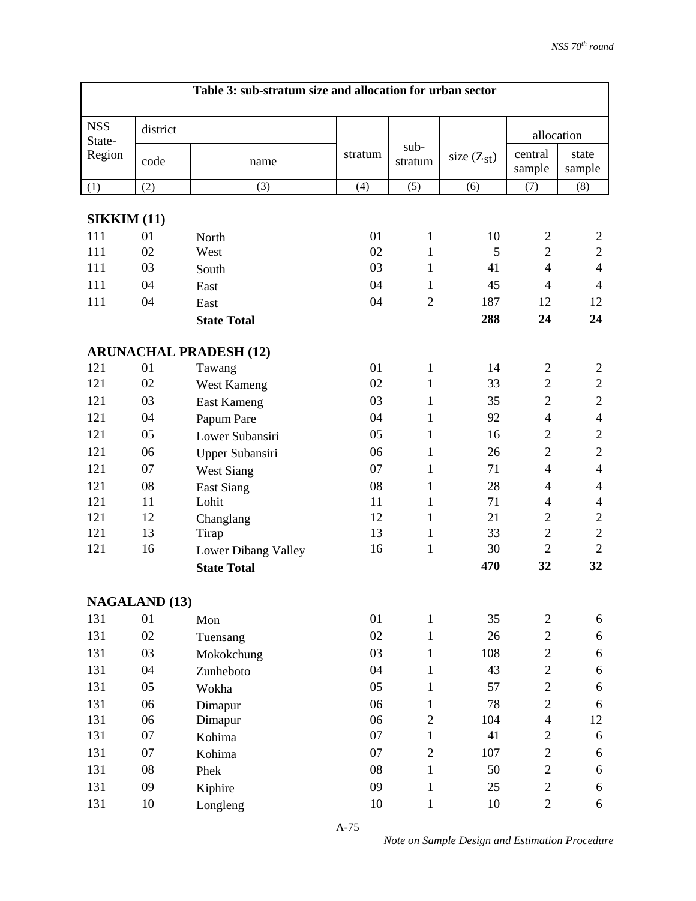**Table 3: sub-stratum size and allocation for urban sector**

| NSS State-Region | district | | stratum | sub-stratum | size ($Z_{st}$) | allocation | |
|---|---|---|---|---|---|---|---|
| | code | name | | | | central sample | state sample |
| (1) | (2) | (3) | (4) | (5) | (6) | (7) | (8) |
| **SIKKIM (11)** | | | | | | | |
| 111 | 01 | North | 01 | 1 | 10 | 2 | 2 |
| 111 | 02 | West | 02 | 1 | 5 | 2 | 2 |
| 111 | 03 | South | 03 | 1 | 41 | 4 | 4 |
| 111 | 04 | East | 04 | 1 | 45 | 4 | 4 |
| 111 | 04 | East | 04 | 2 | 187 | 12 | 12 |
| | | **State Total** | | | **288** | **24** | **24** |
| **ARUNACHAL PRADESH (12)** | | | | | | | |
| 121 | 01 | Tawang | 01 | 1 | 14 | 2 | 2 |
| 121 | 02 | West Kameng | 02 | 1 | 33 | 2 | 2 |
| 121 | 03 | East Kameng | 03 | 1 | 35 | 2 | 2 |
| 121 | 04 | Papum Pare | 04 | 1 | 92 | 4 | 4 |
| 121 | 05 | Lower Subansiri | 05 | 1 | 16 | 2 | 2 |
| 121 | 06 | Upper Subansiri | 06 | 1 | 26 | 2 | 2 |
| 121 | 07 | West Siang | 07 | 1 | 71 | 4 | 4 |
| 121 | 08 | East Siang | 08 | 1 | 28 | 4 | 4 |
| 121 | 11 | Lohit | 11 | 1 | 71 | 4 | 4 |
| 121 | 12 | Changlang | 12 | 1 | 21 | 2 | 2 |
| 121 | 13 | Tirap | 13 | 1 | 33 | 2 | 2 |
| 121 | 16 | Lower Dibang Valley | 16 | 1 | 30 | 2 | 2 |
| | | **State Total** | | | **470** | **32** | **32** |
| **NAGALAND (13)** | | | | | | | |
| 131 | 01 | Mon | 01 | 1 | 35 | 2 | 6 |
| 131 | 02 | Tuensang | 02 | 1 | 26 | 2 | 6 |
| 131 | 03 | Mokokchung | 03 | 1 | 108 | 2 | 6 |
| 131 | 04 | Zunheboto | 04 | 1 | 43 | 2 | 6 |
| 131 | 05 | Wokha | 05 | 1 | 57 | 2 | 6 |
| 131 | 06 | Dimapur | 06 | 1 | 78 | 2 | 6 |
| 131 | 06 | Dimapur | 06 | 2 | 104 | 4 | 12 |
| 131 | 07 | Kohima | 07 | 1 | 41 | 2 | 6 |
| 131 | 07 | Kohima | 07 | 2 | 107 | 2 | 6 |
| 131 | 08 | Phek | 08 | 1 | 50 | 2 | 6 |
| 131 | 09 | Kiphire | 09 | 1 | 25 | 2 | 6 |
| 131 | 10 | Longleng | 10 | 1 | 10 | 2 | 6 |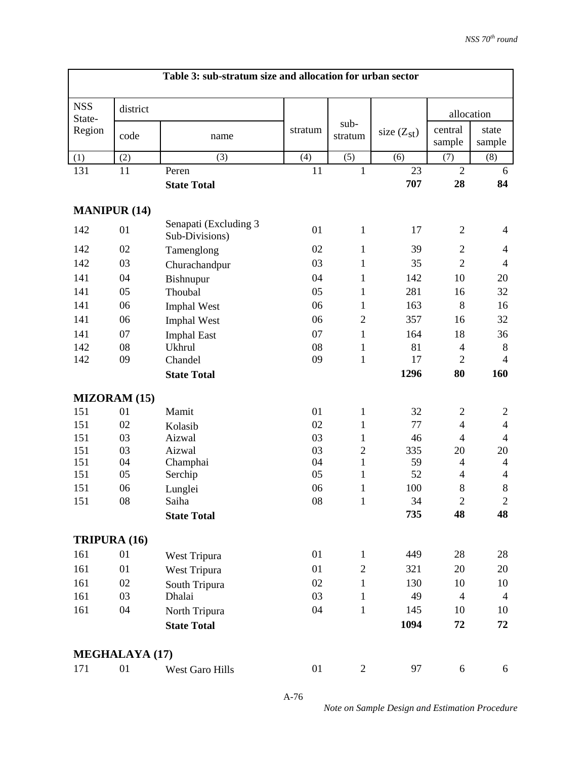| Table 3: sub-stratum size and allocation for urban sector | | | | | | | |
|---|---|---|---|---|---|---|---|
| NSS State-Region | district | | stratum | sub-stratum | size ($Z_{st}$) | allocation | |
| | code | name | | | | central sample | state sample |
| (1) | (2) | (3) | (4) | (5) | (6) | (7) | (8) |
| 131 | 11 | Peren | 11 | 1 | 23 | 2 | 6 |
| | | **State Total** | | | **707** | **28** | **84** |
| **MANIPUR (14)** | | | | | | | |
| 142 | 01 | Senapati (Excluding 3 Sub-Divisions) | 01 | 1 | 17 | 2 | 4 |
| 142 | 02 | Tamenglong | 02 | 1 | 39 | 2 | 4 |
| 142 | 03 | Churachandpur | 03 | 1 | 35 | 2 | 4 |
| 141 | 04 | Bishnupur | 04 | 1 | 142 | 10 | 20 |
| 141 | 05 | Thoubal | 05 | 1 | 281 | 16 | 32 |
| 141 | 06 | Imphal West | 06 | 1 | 163 | 8 | 16 |
| 141 | 06 | Imphal West | 06 | 2 | 357 | 16 | 32 |
| 141 | 07 | Imphal East | 07 | 1 | 164 | 18 | 36 |
| 142 | 08 | Ukhrul | 08 | 1 | 81 | 4 | 8 |
| 142 | 09 | Chandel | 09 | 1 | 17 | 2 | 4 |
| | | **State Total** | | | **1296** | **80** | **160** |
| **MIZORAM (15)** | | | | | | | |
| 151 | 01 | Mamit | 01 | 1 | 32 | 2 | 2 |
| 151 | 02 | Kolasib | 02 | 1 | 77 | 4 | 4 |
| 151 | 03 | Aizwal | 03 | 1 | 46 | 4 | 4 |
| 151 | 03 | Aizwal | 03 | 2 | 335 | 20 | 20 |
| 151 | 04 | Champhai | 04 | 1 | 59 | 4 | 4 |
| 151 | 05 | Serchip | 05 | 1 | 52 | 4 | 4 |
| 151 | 06 | Lunglei | 06 | 1 | 100 | 8 | 8 |
| 151 | 08 | Saiha | 08 | 1 | 34 | 2 | 2 |
| | | **State Total** | | | **735** | **48** | **48** |
| **TRIPURA (16)** | | | | | | | |
| 161 | 01 | West Tripura | 01 | 1 | 449 | 28 | 28 |
| 161 | 01 | West Tripura | 01 | 2 | 321 | 20 | 20 |
| 161 | 02 | South Tripura | 02 | 1 | 130 | 10 | 10 |
| 161 | 03 | Dhalai | 03 | 1 | 49 | 4 | 4 |
| 161 | 04 | North Tripura | 04 | 1 | 145 | 10 | 10 |
| | | **State Total** | | | **1094** | **72** | **72** |
| **MEGHALAYA (17)** | | | | | | | |
| 171 | 01 | West Garo Hills | 01 | 2 | 97 | 6 | 6 |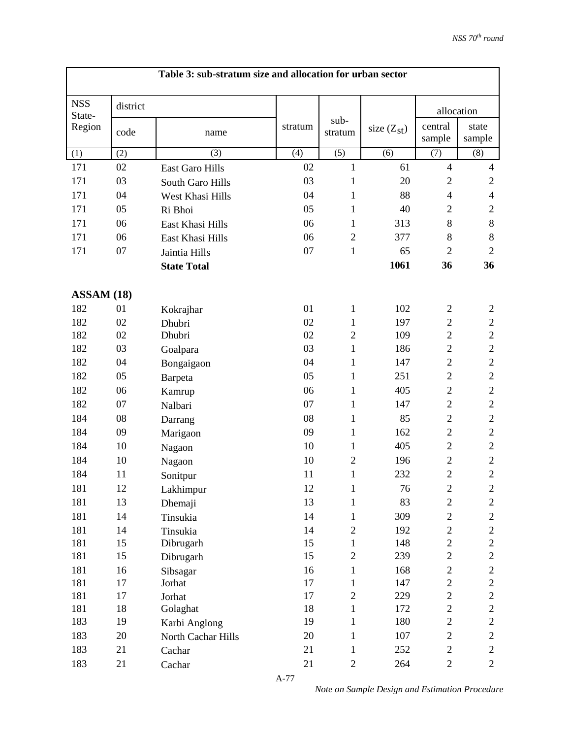**Table 3: sub-stratum size and allocation for urban sector**

| NSS State-Region | district | | stratum | sub-stratum | size ($Z_{st}$) | allocation | |
|---|---|---|---|---|---|---|---|
| | code | name | | | | central sample | state sample |
| (1) | (2) | (3) | (4) | (5) | (6) | (7) | (8) |
| 171 | 02 | East Garo Hills | 02 | 1 | 61 | 4 | 4 |
| 171 | 03 | South Garo Hills | 03 | 1 | 20 | 2 | 2 |
| 171 | 04 | West Khasi Hills | 04 | 1 | 88 | 4 | 4 |
| 171 | 05 | Ri Bhoi | 05 | 1 | 40 | 2 | 2 |
| 171 | 06 | East Khasi Hills | 06 | 1 | 313 | 8 | 8 |
| 171 | 06 | East Khasi Hills | 06 | 2 | 377 | 8 | 8 |
| 171 | 07 | Jaintia Hills | 07 | 1 | 65 | 2 | 2 |
| | | **State Total** | | | **1061** | **36** | **36** |
| **ASSAM (18)** | | | | | | | |
| 182 | 01 | Kokrajhar | 01 | 1 | 102 | 2 | 2 |
| 182 | 02 | Dhubri | 02 | 1 | 197 | 2 | 2 |
| 182 | 02 | Dhubri | 02 | 2 | 109 | 2 | 2 |
| 182 | 03 | Goalpara | 03 | 1 | 186 | 2 | 2 |
| 182 | 04 | Bongaigaon | 04 | 1 | 147 | 2 | 2 |
| 182 | 05 | Barpeta | 05 | 1 | 251 | 2 | 2 |
| 182 | 06 | Kamrup | 06 | 1 | 405 | 2 | 2 |
| 182 | 07 | Nalbari | 07 | 1 | 147 | 2 | 2 |
| 184 | 08 | Darrang | 08 | 1 | 85 | 2 | 2 |
| 184 | 09 | Marigaon | 09 | 1 | 162 | 2 | 2 |
| 184 | 10 | Nagaon | 10 | 1 | 405 | 2 | 2 |
| 184 | 10 | Nagaon | 10 | 2 | 196 | 2 | 2 |
| 184 | 11 | Sonitpur | 11 | 1 | 232 | 2 | 2 |
| 181 | 12 | Lakhimpur | 12 | 1 | 76 | 2 | 2 |
| 181 | 13 | Dhemaji | 13 | 1 | 83 | 2 | 2 |
| 181 | 14 | Tinsukia | 14 | 1 | 309 | 2 | 2 |
| 181 | 14 | Tinsukia | 14 | 2 | 192 | 2 | 2 |
| 181 | 15 | Dibrugarh | 15 | 1 | 148 | 2 | 2 |
| 181 | 15 | Dibrugarh | 15 | 2 | 239 | 2 | 2 |
| 181 | 16 | Sibsagar | 16 | 1 | 168 | 2 | 2 |
| 181 | 17 | Jorhat | 17 | 1 | 147 | 2 | 2 |
| 181 | 17 | Jorhat | 17 | 2 | 229 | 2 | 2 |
| 181 | 18 | Golaghat | 18 | 1 | 172 | 2 | 2 |
| 183 | 19 | Karbi Anglong | 19 | 1 | 180 | 2 | 2 |
| 183 | 20 | North Cachar Hills | 20 | 1 | 107 | 2 | 2 |
| 183 | 21 | Cachar | 21 | 1 | 252 | 2 | 2 |
| 183 | 21 | Cachar | 21 | 2 | 264 | 2 | 2 |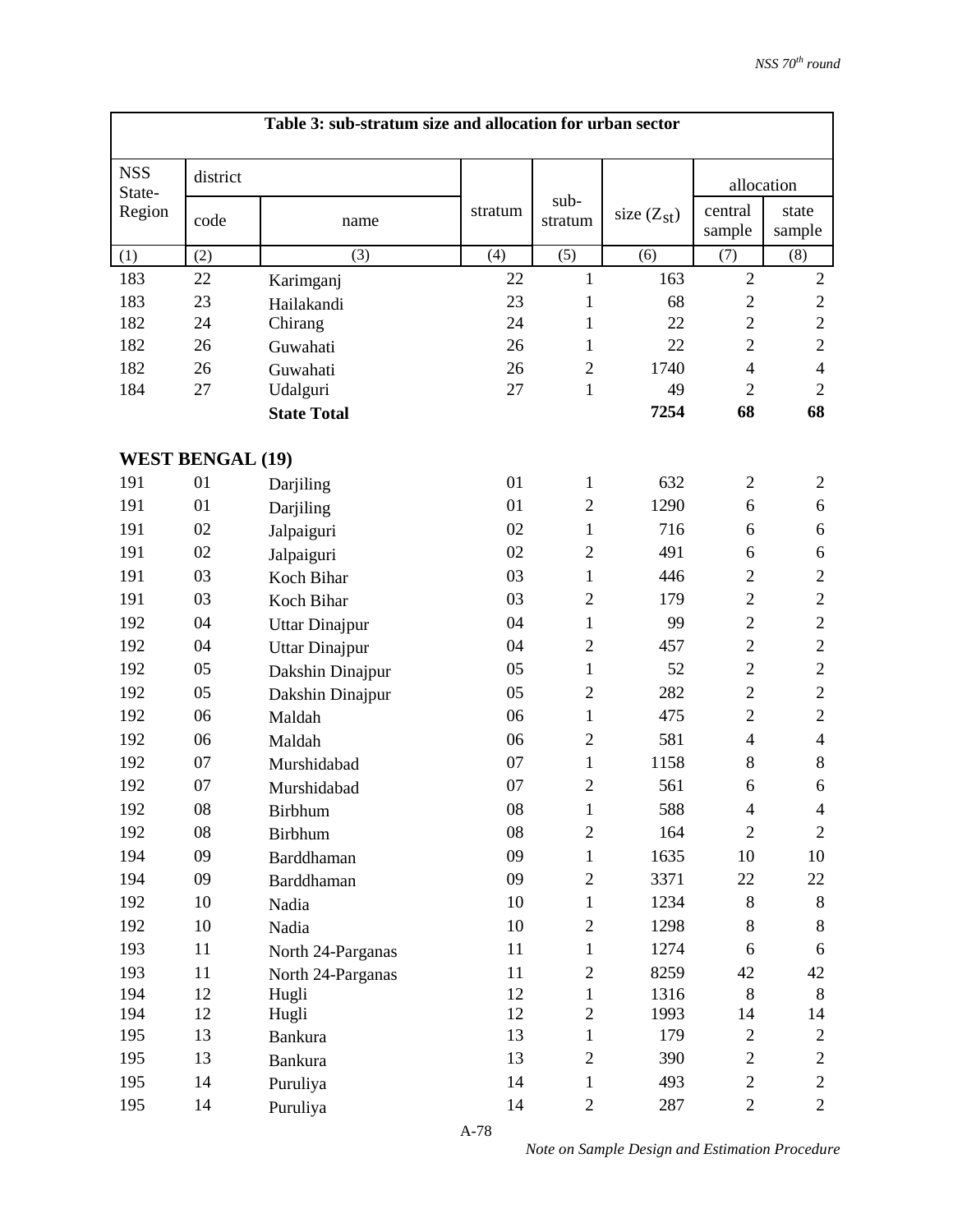**Table 3: sub-stratum size and allocation for urban sector**

| NSS State-Region | district | | stratum | sub-stratum | size ($Z_{st}$) | allocation | |
|---|---|---|---|---|---|---|---|
| | code | name | | | | central sample | state sample |
| (1) | (2) | (3) | (4) | (5) | (6) | (7) | (8) |
| 183 | 22 | Karimganj | 22 | 1 | 163 | 2 | 2 |
| 183 | 23 | Hailakandi | 23 | 1 | 68 | 2 | 2 |
| 182 | 24 | Chirang | 24 | 1 | 22 | 2 | 2 |
| 182 | 26 | Guwahati | 26 | 1 | 22 | 2 | 2 |
| 182 | 26 | Guwahati | 26 | 2 | 1740 | 4 | 4 |
| 184 | 27 | Udalguri | 27 | 1 | 49 | 2 | 2 |
| | | **State Total** | | | **7254** | **68** | **68** |
| **WEST BENGAL (19)** | | | | | | | |
| 191 | 01 | Darjiling | 01 | 1 | 632 | 2 | 2 |
| 191 | 01 | Darjiling | 01 | 2 | 1290 | 6 | 6 |
| 191 | 02 | Jalpaiguri | 02 | 1 | 716 | 6 | 6 |
| 191 | 02 | Jalpaiguri | 02 | 2 | 491 | 6 | 6 |
| 191 | 03 | Koch Bihar | 03 | 1 | 446 | 2 | 2 |
| 191 | 03 | Koch Bihar | 03 | 2 | 179 | 2 | 2 |
| 192 | 04 | Uttar Dinajpur | 04 | 1 | 99 | 2 | 2 |
| 192 | 04 | Uttar Dinajpur | 04 | 2 | 457 | 2 | 2 |
| 192 | 05 | Dakshin Dinajpur | 05 | 1 | 52 | 2 | 2 |
| 192 | 05 | Dakshin Dinajpur | 05 | 2 | 282 | 2 | 2 |
| 192 | 06 | Maldah | 06 | 1 | 475 | 2 | 2 |
| 192 | 06 | Maldah | 06 | 2 | 581 | 4 | 4 |
| 192 | 07 | Murshidabad | 07 | 1 | 1158 | 8 | 8 |
| 192 | 07 | Murshidabad | 07 | 2 | 561 | 6 | 6 |
| 192 | 08 | Birbhum | 08 | 1 | 588 | 4 | 4 |
| 192 | 08 | Birbhum | 08 | 2 | 164 | 2 | 2 |
| 194 | 09 | Barddhaman | 09 | 1 | 1635 | 10 | 10 |
| 194 | 09 | Barddhaman | 09 | 2 | 3371 | 22 | 22 |
| 192 | 10 | Nadia | 10 | 1 | 1234 | 8 | 8 |
| 192 | 10 | Nadia | 10 | 2 | 1298 | 8 | 8 |
| 193 | 11 | North 24-Parganas | 11 | 1 | 1274 | 6 | 6 |
| 193 | 11 | North 24-Parganas | 11 | 2 | 8259 | 42 | 42 |
| 194 | 12 | Hugli | 12 | 1 | 1316 | 8 | 8 |
| 194 | 12 | Hugli | 12 | 2 | 1993 | 14 | 14 |
| 195 | 13 | Bankura | 13 | 1 | 179 | 2 | 2 |
| 195 | 13 | Bankura | 13 | 2 | 390 | 2 | 2 |
| 195 | 14 | Puruliya | 14 | 1 | 493 | 2 | 2 |
| 195 | 14 | Puruliya | 14 | 2 | 287 | 2 | 2 |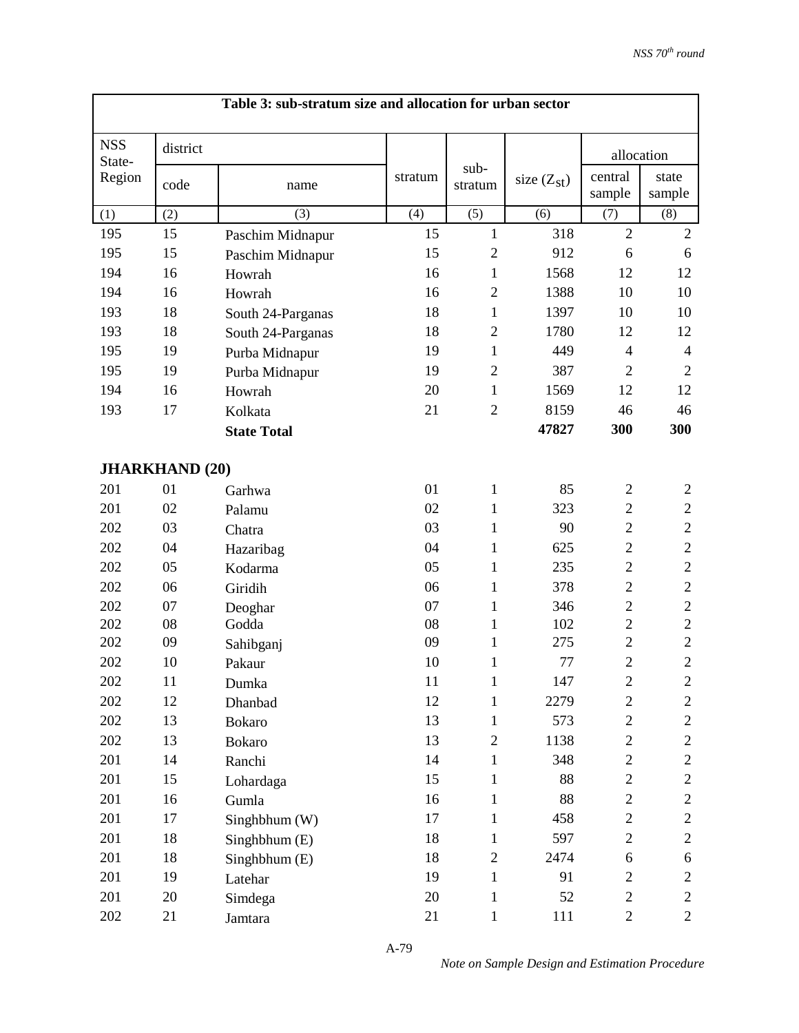**Table 3: sub-stratum size and allocation for urban sector**

| NSS State-Region | district | | stratum | sub-stratum | size ($Z_{st}$) | allocation | |
|---|---|---|---|---|---|---|---|
| | code | name | | | | central sample | state sample |
| (1) | (2) | (3) | (4) | (5) | (6) | (7) | (8) |
| 195 | 15 | Paschim Midnapur | 15 | 1 | 318 | 2 | 2 |
| 195 | 15 | Paschim Midnapur | 15 | 2 | 912 | 6 | 6 |
| 194 | 16 | Howrah | 16 | 1 | 1568 | 12 | 12 |
| 194 | 16 | Howrah | 16 | 2 | 1388 | 10 | 10 |
| 193 | 18 | South 24-Parganas | 18 | 1 | 1397 | 10 | 10 |
| 193 | 18 | South 24-Parganas | 18 | 2 | 1780 | 12 | 12 |
| 195 | 19 | Purba Midnapur | 19 | 1 | 449 | 4 | 4 |
| 195 | 19 | Purba Midnapur | 19 | 2 | 387 | 2 | 2 |
| 194 | 16 | Howrah | 20 | 1 | 1569 | 12 | 12 |
| 193 | 17 | Kolkata | 21 | 2 | 8159 | 46 | 46 |
| | | **State Total** | | | **47827** | **300** | **300** |
| **JHARKHAND (20)** | | | | | | | |
| 201 | 01 | Garhwa | 01 | 1 | 85 | 2 | 2 |
| 201 | 02 | Palamu | 02 | 1 | 323 | 2 | 2 |
| 202 | 03 | Chatra | 03 | 1 | 90 | 2 | 2 |
| 202 | 04 | Hazaribag | 04 | 1 | 625 | 2 | 2 |
| 202 | 05 | Kodarma | 05 | 1 | 235 | 2 | 2 |
| 202 | 06 | Giridih | 06 | 1 | 378 | 2 | 2 |
| 202 | 07 | Deoghar | 07 | 1 | 346 | 2 | 2 |
| 202 | 08 | Godda | 08 | 1 | 102 | 2 | 2 |
| 202 | 09 | Sahibganj | 09 | 1 | 275 | 2 | 2 |
| 202 | 10 | Pakaur | 10 | 1 | 77 | 2 | 2 |
| 202 | 11 | Dumka | 11 | 1 | 147 | 2 | 2 |
| 202 | 12 | Dhanbad | 12 | 1 | 2279 | 2 | 2 |
| 202 | 13 | Bokaro | 13 | 1 | 573 | 2 | 2 |
| 202 | 13 | Bokaro | 13 | 2 | 1138 | 2 | 2 |
| 201 | 14 | Ranchi | 14 | 1 | 348 | 2 | 2 |
| 201 | 15 | Lohardaga | 15 | 1 | 88 | 2 | 2 |
| 201 | 16 | Gumla | 16 | 1 | 88 | 2 | 2 |
| 201 | 17 | Singhbhum (W) | 17 | 1 | 458 | 2 | 2 |
| 201 | 18 | Singhbhum (E) | 18 | 1 | 597 | 2 | 2 |
| 201 | 18 | Singhbhum (E) | 18 | 2 | 2474 | 6 | 6 |
| 201 | 19 | Latehar | 19 | 1 | 91 | 2 | 2 |
| 201 | 20 | Simdega | 20 | 1 | 52 | 2 | 2 |
| 202 | 21 | Jamtara | 21 | 1 | 111 | 2 | 2 |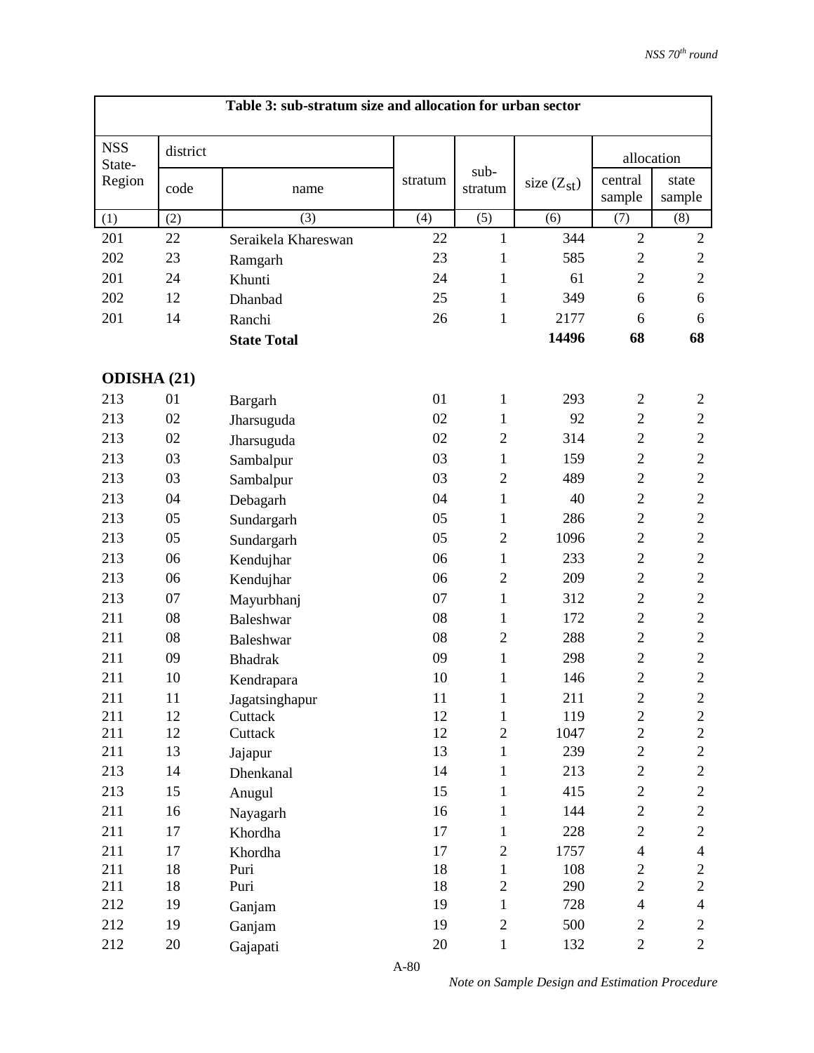| Table 3: sub-stratum size and allocation for urban sector | | | | | | | |
|---|---|---|---|---|---|---|---|
| NSS State-Region | district | | stratum | sub-stratum | size ($Z_{st}$) | allocation | |
| | code | name | | | | central sample | state sample |
| (1) | (2) | (3) | (4) | (5) | (6) | (7) | (8) |
| 201 | 22 | Seraikela Khareswan | 22 | 1 | 344 | 2 | 2 |
| 202 | 23 | Ramgarh | 23 | 1 | 585 | 2 | 2 |
| 201 | 24 | Khunti | 24 | 1 | 61 | 2 | 2 |
| 202 | 12 | Dhanbad | 25 | 1 | 349 | 6 | 6 |
| 201 | 14 | Ranchi | 26 | 1 | 2177 | 6 | 6 |
| | | **State Total** | | | **14496** | **68** | **68** |
| **ODISHA (21)** | | | | | | | |
| 213 | 01 | Bargarh | 01 | 1 | 293 | 2 | 2 |
| 213 | 02 | Jharsuguda | 02 | 1 | 92 | 2 | 2 |
| 213 | 02 | Jharsuguda | 02 | 2 | 314 | 2 | 2 |
| 213 | 03 | Sambalpur | 03 | 1 | 159 | 2 | 2 |
| 213 | 03 | Sambalpur | 03 | 2 | 489 | 2 | 2 |
| 213 | 04 | Debagarh | 04 | 1 | 40 | 2 | 2 |
| 213 | 05 | Sundargarh | 05 | 1 | 286 | 2 | 2 |
| 213 | 05 | Sundargarh | 05 | 2 | 1096 | 2 | 2 |
| 213 | 06 | Kendujhar | 06 | 1 | 233 | 2 | 2 |
| 213 | 06 | Kendujhar | 06 | 2 | 209 | 2 | 2 |
| 213 | 07 | Mayurbhanj | 07 | 1 | 312 | 2 | 2 |
| 211 | 08 | Baleshwar | 08 | 1 | 172 | 2 | 2 |
| 211 | 08 | Baleshwar | 08 | 2 | 288 | 2 | 2 |
| 211 | 09 | Bhadrak | 09 | 1 | 298 | 2 | 2 |
| 211 | 10 | Kendrapara | 10 | 1 | 146 | 2 | 2 |
| 211 | 11 | Jagatsinghapur | 11 | 1 | 211 | 2 | 2 |
| 211 | 12 | Cuttack | 12 | 1 | 119 | 2 | 2 |
| 211 | 12 | Cuttack | 12 | 2 | 1047 | 2 | 2 |
| 211 | 13 | Jajapur | 13 | 1 | 239 | 2 | 2 |
| 213 | 14 | Dhenkanal | 14 | 1 | 213 | 2 | 2 |
| 213 | 15 | Anugul | 15 | 1 | 415 | 2 | 2 |
| 211 | 16 | Nayagarh | 16 | 1 | 144 | 2 | 2 |
| 211 | 17 | Khordha | 17 | 1 | 228 | 2 | 2 |
| 211 | 17 | Khordha | 17 | 2 | 1757 | 4 | 4 |
| 211 | 18 | Puri | 18 | 1 | 108 | 2 | 2 |
| 211 | 18 | Puri | 18 | 2 | 290 | 2 | 2 |
| 212 | 19 | Ganjam | 19 | 1 | 728 | 4 | 4 |
| 212 | 19 | Ganjam | 19 | 2 | 500 | 2 | 2 |
| 212 | 20 | Gajapati | 20 | 1 | 132 | 2 | 2 |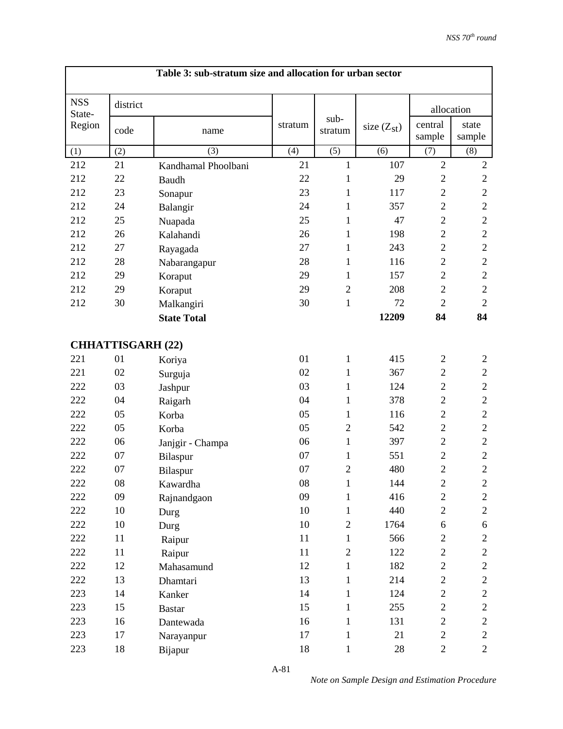**Table 3: sub-stratum size and allocation for urban sector**

| NSS State-Region | district | | stratum | sub-stratum | size ($Z_{st}$) | allocation | |
|---|---|---|---|---|---|---|---|
| | code | name | | | | central sample | state sample |
| (1) | (2) | (3) | (4) | (5) | (6) | (7) | (8) |
| 212 | 21 | Kandhamal Phoolbani | 21 | 1 | 107 | 2 | 2 |
| 212 | 22 | Baudh | 22 | 1 | 29 | 2 | 2 |
| 212 | 23 | Sonapur | 23 | 1 | 117 | 2 | 2 |
| 212 | 24 | Balangir | 24 | 1 | 357 | 2 | 2 |
| 212 | 25 | Nuapada | 25 | 1 | 47 | 2 | 2 |
| 212 | 26 | Kalahandi | 26 | 1 | 198 | 2 | 2 |
| 212 | 27 | Rayagada | 27 | 1 | 243 | 2 | 2 |
| 212 | 28 | Nabarangapur | 28 | 1 | 116 | 2 | 2 |
| 212 | 29 | Koraput | 29 | 1 | 157 | 2 | 2 |
| 212 | 29 | Koraput | 29 | 2 | 208 | 2 | 2 |
| 212 | 30 | Malkangiri | 30 | 1 | 72 | 2 | 2 |
| | | **State Total** | | | **12209** | **84** | **84** |
| **CHHATTISGARH (22)** | | | | | | | |
| 221 | 01 | Koriya | 01 | 1 | 415 | 2 | 2 |
| 221 | 02 | Surguja | 02 | 1 | 367 | 2 | 2 |
| 222 | 03 | Jashpur | 03 | 1 | 124 | 2 | 2 |
| 222 | 04 | Raigarh | 04 | 1 | 378 | 2 | 2 |
| 222 | 05 | Korba | 05 | 1 | 116 | 2 | 2 |
| 222 | 05 | Korba | 05 | 2 | 542 | 2 | 2 |
| 222 | 06 | Janjgir - Champa | 06 | 1 | 397 | 2 | 2 |
| 222 | 07 | Bilaspur | 07 | 1 | 551 | 2 | 2 |
| 222 | 07 | Bilaspur | 07 | 2 | 480 | 2 | 2 |
| 222 | 08 | Kawardha | 08 | 1 | 144 | 2 | 2 |
| 222 | 09 | Rajnandgaon | 09 | 1 | 416 | 2 | 2 |
| 222 | 10 | Durg | 10 | 1 | 440 | 2 | 2 |
| 222 | 10 | Durg | 10 | 2 | 1764 | 6 | 6 |
| 222 | 11 | Raipur | 11 | 1 | 566 | 2 | 2 |
| 222 | 11 | Raipur | 11 | 2 | 122 | 2 | 2 |
| 222 | 12 | Mahasamund | 12 | 1 | 182 | 2 | 2 |
| 222 | 13 | Dhamtari | 13 | 1 | 214 | 2 | 2 |
| 223 | 14 | Kanker | 14 | 1 | 124 | 2 | 2 |
| 223 | 15 | Bastar | 15 | 1 | 255 | 2 | 2 |
| 223 | 16 | Dantewada | 16 | 1 | 131 | 2 | 2 |
| 223 | 17 | Narayanpur | 17 | 1 | 21 | 2 | 2 |
| 223 | 18 | Bijapur | 18 | 1 | 28 | 2 | 2 |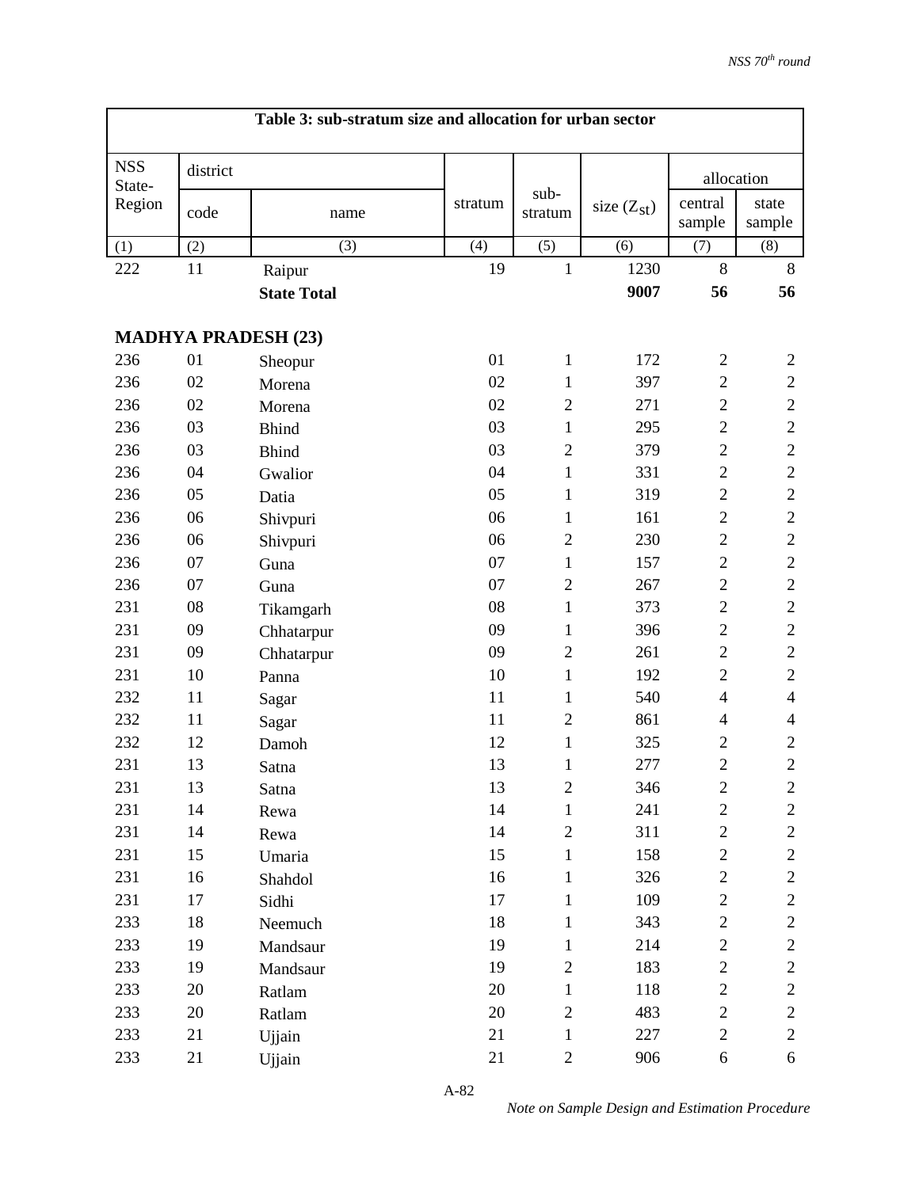**Table 3: sub-stratum size and allocation for urban sector**

| NSS State-Region | district | | stratum | sub-stratum | size ($Z_{st}$) | allocation | |
|---|---|---|---|---|---|---|---|
| | code | name | | | | central sample | state sample |
| (1) | (2) | (3) | (4) | (5) | (6) | (7) | (8) |
| 222 | 11 | Raipur | 19 | 1 | 1230 | 8 | 8 |
| | | **State Total** | | | **9007** | **56** | **56** |
| **MADHYA PRADESH (23)** | | | | | | | |
| 236 | 01 | Sheopur | 01 | 1 | 172 | 2 | 2 |
| 236 | 02 | Morena | 02 | 1 | 397 | 2 | 2 |
| 236 | 02 | Morena | 02 | 2 | 271 | 2 | 2 |
| 236 | 03 | Bhind | 03 | 1 | 295 | 2 | 2 |
| 236 | 03 | Bhind | 03 | 2 | 379 | 2 | 2 |
| 236 | 04 | Gwalior | 04 | 1 | 331 | 2 | 2 |
| 236 | 05 | Datia | 05 | 1 | 319 | 2 | 2 |
| 236 | 06 | Shivpuri | 06 | 1 | 161 | 2 | 2 |
| 236 | 06 | Shivpuri | 06 | 2 | 230 | 2 | 2 |
| 236 | 07 | Guna | 07 | 1 | 157 | 2 | 2 |
| 236 | 07 | Guna | 07 | 2 | 267 | 2 | 2 |
| 231 | 08 | Tikamgarh | 08 | 1 | 373 | 2 | 2 |
| 231 | 09 | Chhatarpur | 09 | 1 | 396 | 2 | 2 |
| 231 | 09 | Chhatarpur | 09 | 2 | 261 | 2 | 2 |
| 231 | 10 | Panna | 10 | 1 | 192 | 2 | 2 |
| 232 | 11 | Sagar | 11 | 1 | 540 | 4 | 4 |
| 232 | 11 | Sagar | 11 | 2 | 861 | 4 | 4 |
| 232 | 12 | Damoh | 12 | 1 | 325 | 2 | 2 |
| 231 | 13 | Satna | 13 | 1 | 277 | 2 | 2 |
| 231 | 13 | Satna | 13 | 2 | 346 | 2 | 2 |
| 231 | 14 | Rewa | 14 | 1 | 241 | 2 | 2 |
| 231 | 14 | Rewa | 14 | 2 | 311 | 2 | 2 |
| 231 | 15 | Umaria | 15 | 1 | 158 | 2 | 2 |
| 231 | 16 | Shahdol | 16 | 1 | 326 | 2 | 2 |
| 231 | 17 | Sidhi | 17 | 1 | 109 | 2 | 2 |
| 233 | 18 | Neemuch | 18 | 1 | 343 | 2 | 2 |
| 233 | 19 | Mandsaur | 19 | 1 | 214 | 2 | 2 |
| 233 | 19 | Mandsaur | 19 | 2 | 183 | 2 | 2 |
| 233 | 20 | Ratlam | 20 | 1 | 118 | 2 | 2 |
| 233 | 20 | Ratlam | 20 | 2 | 483 | 2 | 2 |
| 233 | 21 | Ujjain | 21 | 1 | 227 | 2 | 2 |
| 233 | 21 | Ujjain | 21 | 2 | 906 | 6 | 6 |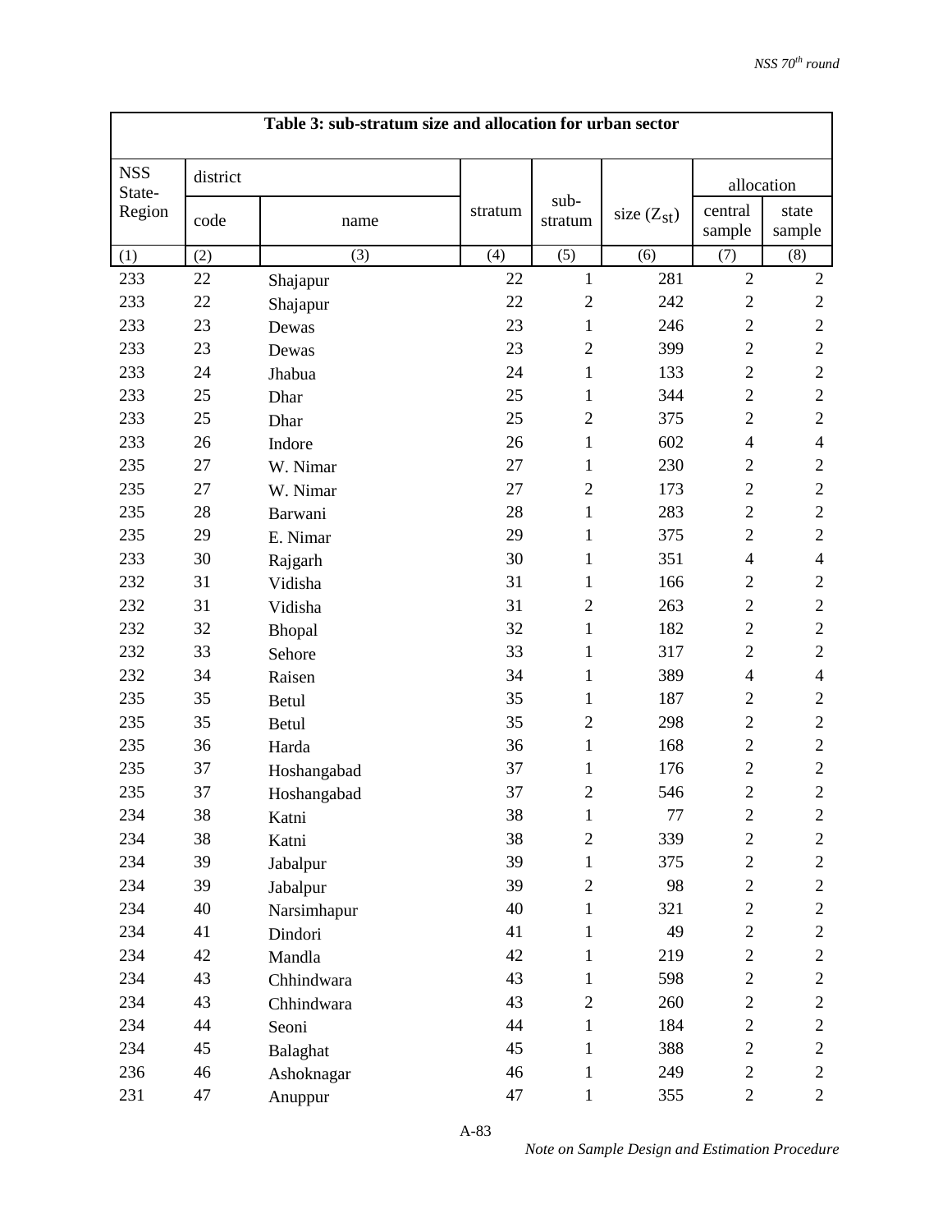**Table 3: sub-stratum size and allocation for urban sector**

| NSS State-Region | district | | stratum | sub-stratum | size ($Z_{st}$) | allocation | |
|---|---|---|---|---|---|---|---|
| | code | name | | | | central sample | state sample |
| (1) | (2) | (3) | (4) | (5) | (6) | (7) | (8) |
| 233 | 22 | Shajapur | 22 | 1 | 281 | 2 | 2 |
| 233 | 22 | Shajapur | 22 | 2 | 242 | 2 | 2 |
| 233 | 23 | Dewas | 23 | 1 | 246 | 2 | 2 |
| 233 | 23 | Dewas | 23 | 2 | 399 | 2 | 2 |
| 233 | 24 | Jhabua | 24 | 1 | 133 | 2 | 2 |
| 233 | 25 | Dhar | 25 | 1 | 344 | 2 | 2 |
| 233 | 25 | Dhar | 25 | 2 | 375 | 2 | 2 |
| 233 | 26 | Indore | 26 | 1 | 602 | 4 | 4 |
| 235 | 27 | W. Nimar | 27 | 1 | 230 | 2 | 2 |
| 235 | 27 | W. Nimar | 27 | 2 | 173 | 2 | 2 |
| 235 | 28 | Barwani | 28 | 1 | 283 | 2 | 2 |
| 235 | 29 | E. Nimar | 29 | 1 | 375 | 2 | 2 |
| 233 | 30 | Rajgarh | 30 | 1 | 351 | 4 | 4 |
| 232 | 31 | Vidisha | 31 | 1 | 166 | 2 | 2 |
| 232 | 31 | Vidisha | 31 | 2 | 263 | 2 | 2 |
| 232 | 32 | Bhopal | 32 | 1 | 182 | 2 | 2 |
| 232 | 33 | Sehore | 33 | 1 | 317 | 2 | 2 |
| 232 | 34 | Raisen | 34 | 1 | 389 | 4 | 4 |
| 235 | 35 | Betul | 35 | 1 | 187 | 2 | 2 |
| 235 | 35 | Betul | 35 | 2 | 298 | 2 | 2 |
| 235 | 36 | Harda | 36 | 1 | 168 | 2 | 2 |
| 235 | 37 | Hoshangabad | 37 | 1 | 176 | 2 | 2 |
| 235 | 37 | Hoshangabad | 37 | 2 | 546 | 2 | 2 |
| 234 | 38 | Katni | 38 | 1 | 77 | 2 | 2 |
| 234 | 38 | Katni | 38 | 2 | 339 | 2 | 2 |
| 234 | 39 | Jabalpur | 39 | 1 | 375 | 2 | 2 |
| 234 | 39 | Jabalpur | 39 | 2 | 98 | 2 | 2 |
| 234 | 40 | Narsimhapur | 40 | 1 | 321 | 2 | 2 |
| 234 | 41 | Dindori | 41 | 1 | 49 | 2 | 2 |
| 234 | 42 | Mandla | 42 | 1 | 219 | 2 | 2 |
| 234 | 43 | Chhindwara | 43 | 1 | 598 | 2 | 2 |
| 234 | 43 | Chhindwara | 43 | 2 | 260 | 2 | 2 |
| 234 | 44 | Seoni | 44 | 1 | 184 | 2 | 2 |
| 234 | 45 | Balaghat | 45 | 1 | 388 | 2 | 2 |
| 236 | 46 | Ashoknagar | 46 | 1 | 249 | 2 | 2 |
| 231 | 47 | Anuppur | 47 | 1 | 355 | 2 | 2 |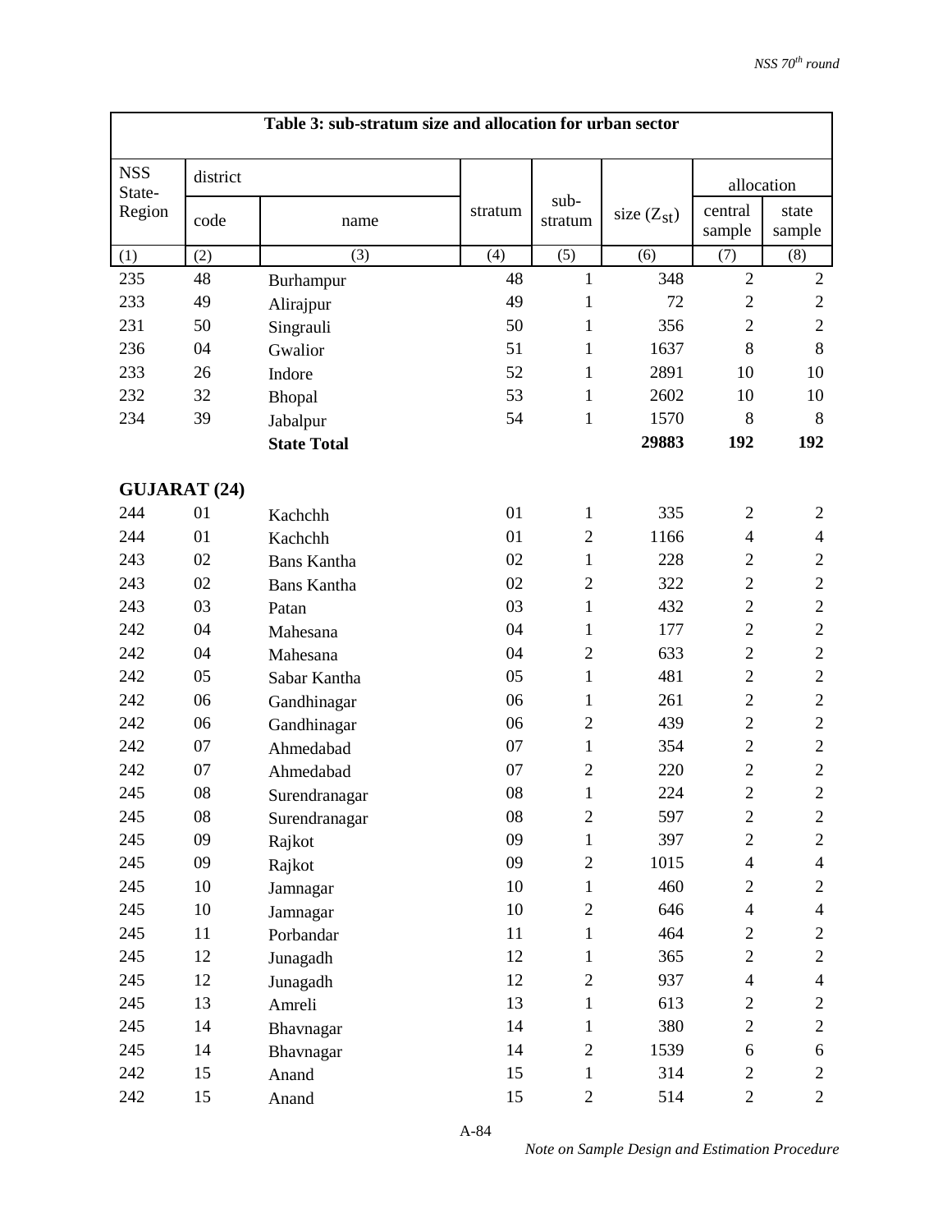**Table 3: sub-stratum size and allocation for urban sector**

| NSS State-Region | district | | stratum | sub-stratum | size ($Z_{st}$) | allocation | |
|---|---|---|---|---|---|---|---|
| | code | name | | | | central sample | state sample |
| (1) | (2) | (3) | (4) | (5) | (6) | (7) | (8) |
| 235 | 48 | Burhampur | 48 | 1 | 348 | 2 | 2 |
| 233 | 49 | Alirajpur | 49 | 1 | 72 | 2 | 2 |
| 231 | 50 | Singrauli | 50 | 1 | 356 | 2 | 2 |
| 236 | 04 | Gwalior | 51 | 1 | 1637 | 8 | 8 |
| 233 | 26 | Indore | 52 | 1 | 2891 | 10 | 10 |
| 232 | 32 | Bhopal | 53 | 1 | 2602 | 10 | 10 |
| 234 | 39 | Jabalpur | 54 | 1 | 1570 | 8 | 8 |
| | | **State Total** | | | **29883** | **192** | **192** |
| **GUJARAT (24)** | | | | | | | |
| 244 | 01 | Kachchh | 01 | 1 | 335 | 2 | 2 |
| 244 | 01 | Kachchh | 01 | 2 | 1166 | 4 | 4 |
| 243 | 02 | Bans Kantha | 02 | 1 | 228 | 2 | 2 |
| 243 | 02 | Bans Kantha | 02 | 2 | 322 | 2 | 2 |
| 243 | 03 | Patan | 03 | 1 | 432 | 2 | 2 |
| 242 | 04 | Mahesana | 04 | 1 | 177 | 2 | 2 |
| 242 | 04 | Mahesana | 04 | 2 | 633 | 2 | 2 |
| 242 | 05 | Sabar Kantha | 05 | 1 | 481 | 2 | 2 |
| 242 | 06 | Gandhinagar | 06 | 1 | 261 | 2 | 2 |
| 242 | 06 | Gandhinagar | 06 | 2 | 439 | 2 | 2 |
| 242 | 07 | Ahmedabad | 07 | 1 | 354 | 2 | 2 |
| 242 | 07 | Ahmedabad | 07 | 2 | 220 | 2 | 2 |
| 245 | 08 | Surendranagar | 08 | 1 | 224 | 2 | 2 |
| 245 | 08 | Surendranagar | 08 | 2 | 597 | 2 | 2 |
| 245 | 09 | Rajkot | 09 | 1 | 397 | 2 | 2 |
| 245 | 09 | Rajkot | 09 | 2 | 1015 | 4 | 4 |
| 245 | 10 | Jamnagar | 10 | 1 | 460 | 2 | 2 |
| 245 | 10 | Jamnagar | 10 | 2 | 646 | 4 | 4 |
| 245 | 11 | Porbandar | 11 | 1 | 464 | 2 | 2 |
| 245 | 12 | Junagadh | 12 | 1 | 365 | 2 | 2 |
| 245 | 12 | Junagadh | 12 | 2 | 937 | 4 | 4 |
| 245 | 13 | Amreli | 13 | 1 | 613 | 2 | 2 |
| 245 | 14 | Bhavnagar | 14 | 1 | 380 | 2 | 2 |
| 245 | 14 | Bhavnagar | 14 | 2 | 1539 | 6 | 6 |
| 242 | 15 | Anand | 15 | 1 | 314 | 2 | 2 |
| 242 | 15 | Anand | 15 | 2 | 514 | 2 | 2 |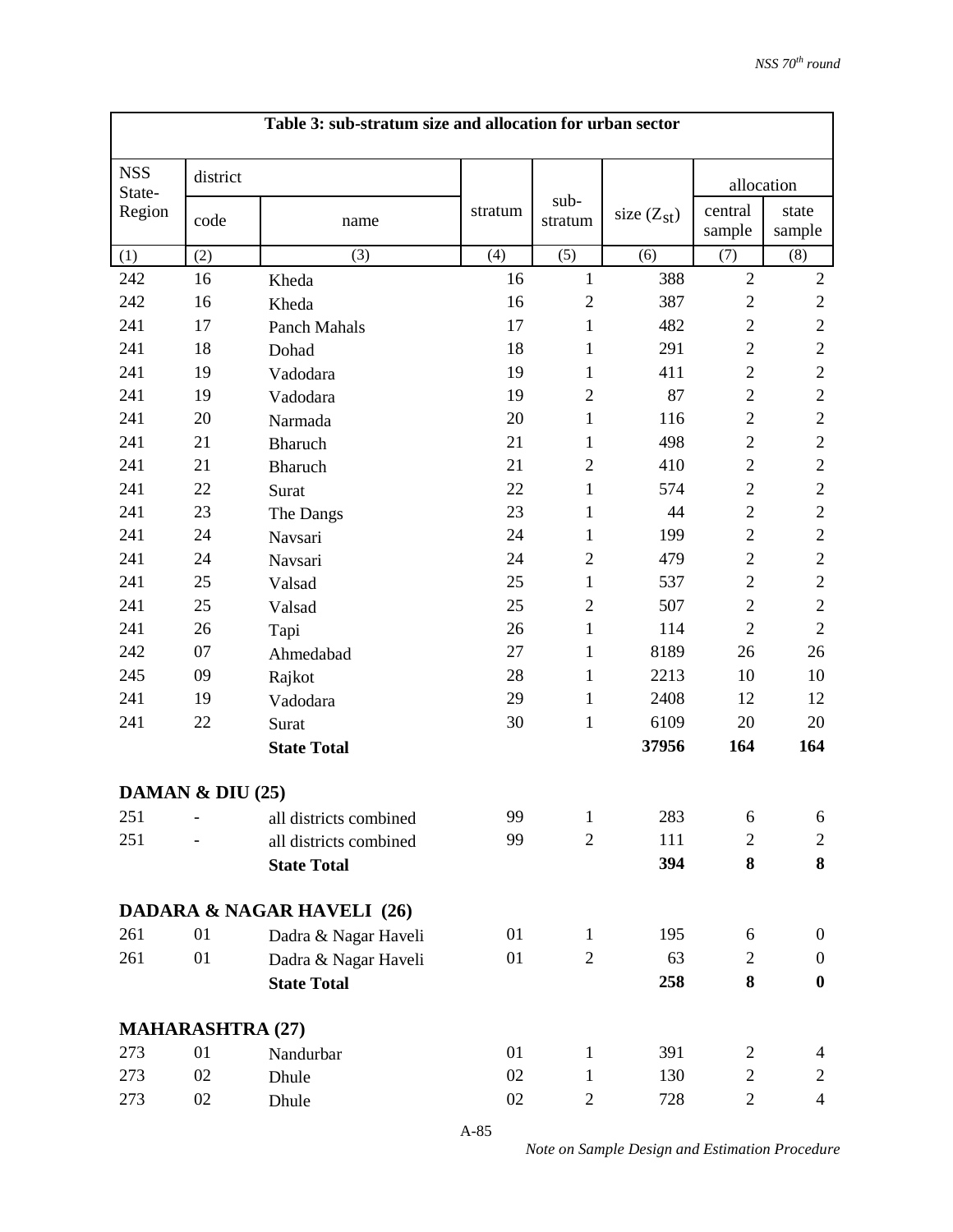**Table 3: sub-stratum size and allocation for urban sector**

| NSS State-Region | district code | district name | stratum | sub-stratum | size ($Z_{st}$) | allocation central sample | allocation state sample |
|---|---|---|---|---|---|---|---|
| (1) | (2) | (3) | (4) | (5) | (6) | (7) | (8) |
| 242 | 16 | Kheda | 16 | 1 | 388 | 2 | 2 |
| 242 | 16 | Kheda | 16 | 2 | 387 | 2 | 2 |
| 241 | 17 | Panch Mahals | 17 | 1 | 482 | 2 | 2 |
| 241 | 18 | Dohad | 18 | 1 | 291 | 2 | 2 |
| 241 | 19 | Vadodara | 19 | 1 | 411 | 2 | 2 |
| 241 | 19 | Vadodara | 19 | 2 | 87 | 2 | 2 |
| 241 | 20 | Narmada | 20 | 1 | 116 | 2 | 2 |
| 241 | 21 | Bharuch | 21 | 1 | 498 | 2 | 2 |
| 241 | 21 | Bharuch | 21 | 2 | 410 | 2 | 2 |
| 241 | 22 | Surat | 22 | 1 | 574 | 2 | 2 |
| 241 | 23 | The Dangs | 23 | 1 | 44 | 2 | 2 |
| 241 | 24 | Navsari | 24 | 1 | 199 | 2 | 2 |
| 241 | 24 | Navsari | 24 | 2 | 479 | 2 | 2 |
| 241 | 25 | Valsad | 25 | 1 | 537 | 2 | 2 |
| 241 | 25 | Valsad | 25 | 2 | 507 | 2 | 2 |
| 241 | 26 | Tapi | 26 | 1 | 114 | 2 | 2 |
| 242 | 07 | Ahmedabad | 27 | 1 | 8189 | 26 | 26 |
| 245 | 09 | Rajkot | 28 | 1 | 2213 | 10 | 10 |
| 241 | 19 | Vadodara | 29 | 1 | 2408 | 12 | 12 |
| 241 | 22 | Surat | 30 | 1 | 6109 | 20 | 20 |
| | | **State Total** | | | **37956** | **164** | **164** |
| **DAMAN & DIU (25)** | | | | | | | |
| 251 | - | all districts combined | 99 | 1 | 283 | 6 | 6 |
| 251 | - | all districts combined | 99 | 2 | 111 | 2 | 2 |
| | | **State Total** | | | **394** | **8** | **8** |
| **DADARA & NAGAR HAVELI (26)** | | | | | | | |
| 261 | 01 | Dadra & Nagar Haveli | 01 | 1 | 195 | 6 | 0 |
| 261 | 01 | Dadra & Nagar Haveli | 01 | 2 | 63 | 2 | 0 |
| | | **State Total** | | | **258** | **8** | **0** |
| **MAHARASHTRA (27)** | | | | | | | |
| 273 | 01 | Nandurbar | 01 | 1 | 391 | 2 | 4 |
| 273 | 02 | Dhule | 02 | 1 | 130 | 2 | 2 |
| 273 | 02 | Dhule | 02 | 2 | 728 | 2 | 4 |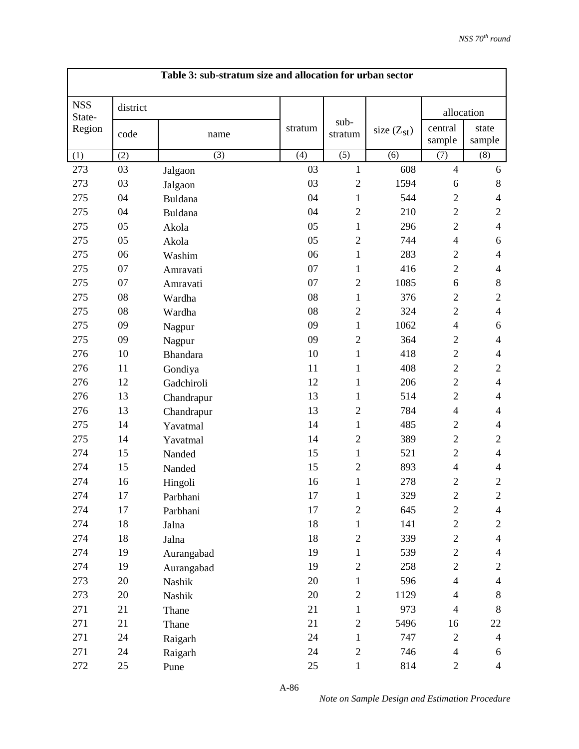**Table 3: sub-stratum size and allocation for urban sector**

| NSS State-Region | district | | stratum | sub-stratum | size ($Z_{st}$) | allocation | |
|---|---|---|---|---|---|---|---|
| | code | name | | | | central sample | state sample |
| (1) | (2) | (3) | (4) | (5) | (6) | (7) | (8) |
| 273 | 03 | Jalgaon | 03 | 1 | 608 | 4 | 6 |
| 273 | 03 | Jalgaon | 03 | 2 | 1594 | 6 | 8 |
| 275 | 04 | Buldana | 04 | 1 | 544 | 2 | 4 |
| 275 | 04 | Buldana | 04 | 2 | 210 | 2 | 2 |
| 275 | 05 | Akola | 05 | 1 | 296 | 2 | 4 |
| 275 | 05 | Akola | 05 | 2 | 744 | 4 | 6 |
| 275 | 06 | Washim | 06 | 1 | 283 | 2 | 4 |
| 275 | 07 | Amravati | 07 | 1 | 416 | 2 | 4 |
| 275 | 07 | Amravati | 07 | 2 | 1085 | 6 | 8 |
| 275 | 08 | Wardha | 08 | 1 | 376 | 2 | 2 |
| 275 | 08 | Wardha | 08 | 2 | 324 | 2 | 4 |
| 275 | 09 | Nagpur | 09 | 1 | 1062 | 4 | 6 |
| 275 | 09 | Nagpur | 09 | 2 | 364 | 2 | 4 |
| 276 | 10 | Bhandara | 10 | 1 | 418 | 2 | 4 |
| 276 | 11 | Gondiya | 11 | 1 | 408 | 2 | 2 |
| 276 | 12 | Gadchiroli | 12 | 1 | 206 | 2 | 4 |
| 276 | 13 | Chandrapur | 13 | 1 | 514 | 2 | 4 |
| 276 | 13 | Chandrapur | 13 | 2 | 784 | 4 | 4 |
| 275 | 14 | Yavatmal | 14 | 1 | 485 | 2 | 4 |
| 275 | 14 | Yavatmal | 14 | 2 | 389 | 2 | 2 |
| 274 | 15 | Nanded | 15 | 1 | 521 | 2 | 4 |
| 274 | 15 | Nanded | 15 | 2 | 893 | 4 | 4 |
| 274 | 16 | Hingoli | 16 | 1 | 278 | 2 | 2 |
| 274 | 17 | Parbhani | 17 | 1 | 329 | 2 | 2 |
| 274 | 17 | Parbhani | 17 | 2 | 645 | 2 | 4 |
| 274 | 18 | Jalna | 18 | 1 | 141 | 2 | 2 |
| 274 | 18 | Jalna | 18 | 2 | 339 | 2 | 4 |
| 274 | 19 | Aurangabad | 19 | 1 | 539 | 2 | 4 |
| 274 | 19 | Aurangabad | 19 | 2 | 258 | 2 | 2 |
| 273 | 20 | Nashik | 20 | 1 | 596 | 4 | 4 |
| 273 | 20 | Nashik | 20 | 2 | 1129 | 4 | 8 |
| 271 | 21 | Thane | 21 | 1 | 973 | 4 | 8 |
| 271 | 21 | Thane | 21 | 2 | 5496 | 16 | 22 |
| 271 | 24 | Raigarh | 24 | 1 | 747 | 2 | 4 |
| 271 | 24 | Raigarh | 24 | 2 | 746 | 4 | 6 |
| 272 | 25 | Pune | 25 | 1 | 814 | 2 | 4 |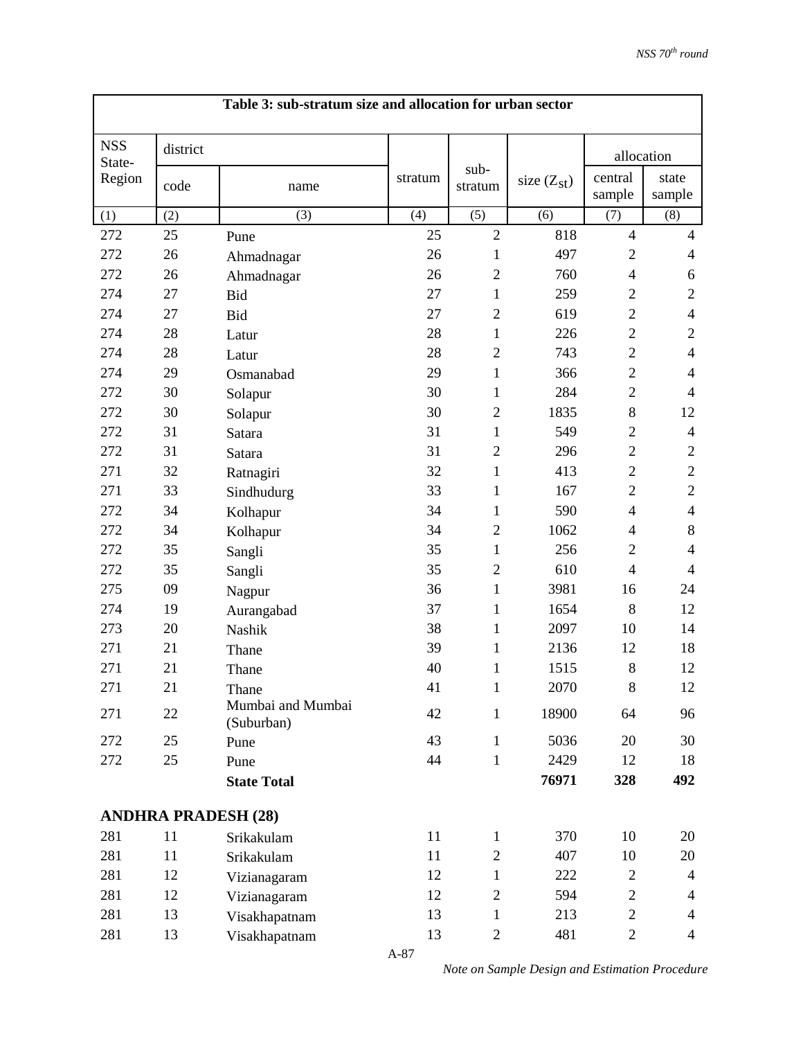**Table 3: sub-stratum size and allocation for urban sector**

| NSS State-Region | district | | stratum | sub-stratum | size ($Z_{st}$) | allocation | |
|---|---|---|---|---|---|---|---|
| | code | name | | | | central sample | state sample |
| (1) | (2) | (3) | (4) | (5) | (6) | (7) | (8) |
| 272 | 25 | Pune | 25 | 2 | 818 | 4 | 4 |
| 272 | 26 | Ahmadnagar | 26 | 1 | 497 | 2 | 4 |
| 272 | 26 | Ahmadnagar | 26 | 2 | 760 | 4 | 6 |
| 274 | 27 | Bid | 27 | 1 | 259 | 2 | 2 |
| 274 | 27 | Bid | 27 | 2 | 619 | 2 | 4 |
| 274 | 28 | Latur | 28 | 1 | 226 | 2 | 2 |
| 274 | 28 | Latur | 28 | 2 | 743 | 2 | 4 |
| 274 | 29 | Osmanabad | 29 | 1 | 366 | 2 | 4 |
| 272 | 30 | Solapur | 30 | 1 | 284 | 2 | 4 |
| 272 | 30 | Solapur | 30 | 2 | 1835 | 8 | 12 |
| 272 | 31 | Satara | 31 | 1 | 549 | 2 | 4 |
| 272 | 31 | Satara | 31 | 2 | 296 | 2 | 2 |
| 271 | 32 | Ratnagiri | 32 | 1 | 413 | 2 | 2 |
| 271 | 33 | Sindhudurg | 33 | 1 | 167 | 2 | 2 |
| 272 | 34 | Kolhapur | 34 | 1 | 590 | 4 | 4 |
| 272 | 34 | Kolhapur | 34 | 2 | 1062 | 4 | 8 |
| 272 | 35 | Sangli | 35 | 1 | 256 | 2 | 4 |
| 272 | 35 | Sangli | 35 | 2 | 610 | 4 | 4 |
| 275 | 09 | Nagpur | 36 | 1 | 3981 | 16 | 24 |
| 274 | 19 | Aurangabad | 37 | 1 | 1654 | 8 | 12 |
| 273 | 20 | Nashik | 38 | 1 | 2097 | 10 | 14 |
| 271 | 21 | Thane | 39 | 1 | 2136 | 12 | 18 |
| 271 | 21 | Thane | 40 | 1 | 1515 | 8 | 12 |
| 271 | 21 | Thane | 41 | 1 | 2070 | 8 | 12 |
| 271 | 22 | Mumbai and Mumbai (Suburban) | 42 | 1 | 18900 | 64 | 96 |
| 272 | 25 | Pune | 43 | 1 | 5036 | 20 | 30 |
| 272 | 25 | Pune | 44 | 1 | 2429 | 12 | 18 |
| | | **State Total** | | | **76971** | **328** | **492** |
| **ANDHRA PRADESH (28)** | | | | | | | |
| 281 | 11 | Srikakulam | 11 | 1 | 370 | 10 | 20 |
| 281 | 11 | Srikakulam | 11 | 2 | 407 | 10 | 20 |
| 281 | 12 | Vizianagaram | 12 | 1 | 222 | 2 | 4 |
| 281 | 12 | Vizianagaram | 12 | 2 | 594 | 2 | 4 |
| 281 | 13 | Visakhapatnam | 13 | 1 | 213 | 2 | 4 |
| 281 | 13 | Visakhapatnam | 13 | 2 | 481 | 2 | 4 |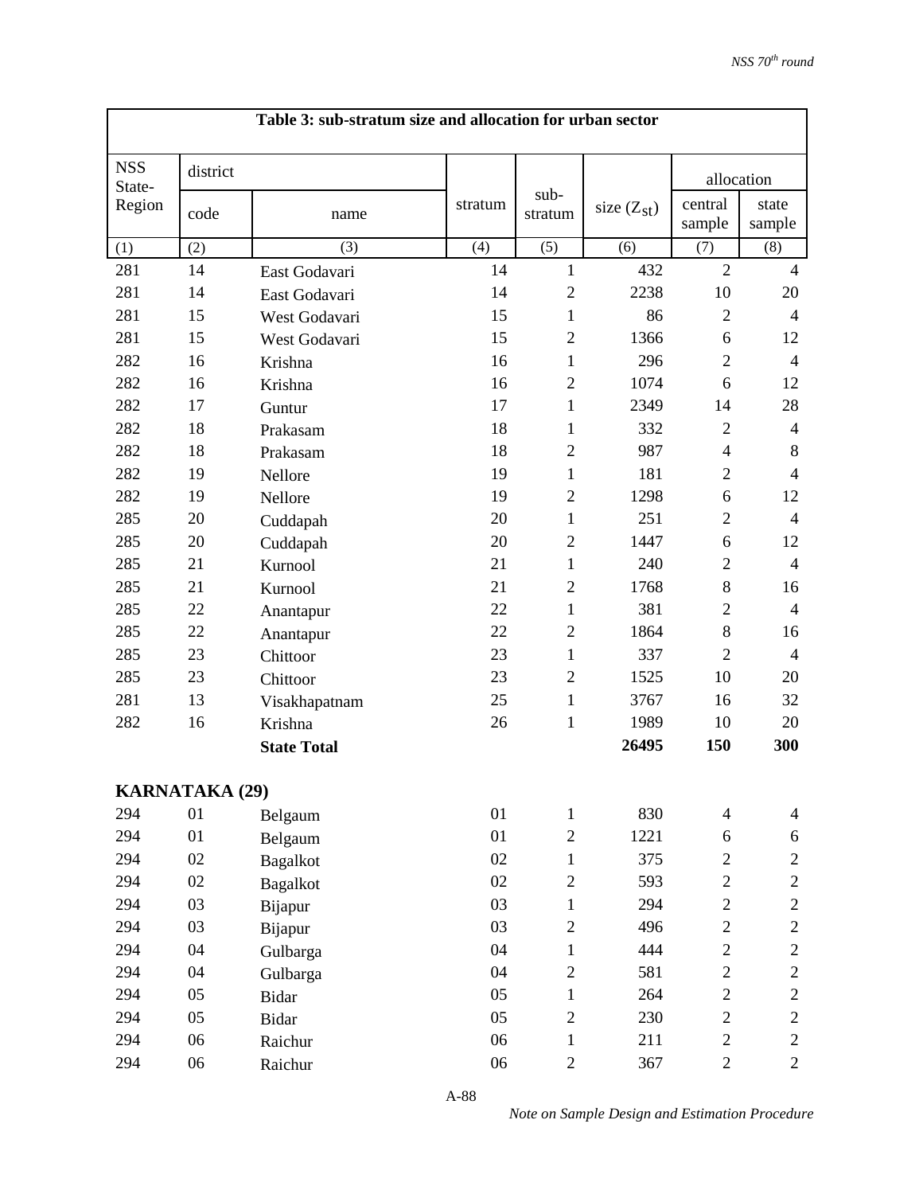**Table 3: sub-stratum size and allocation for urban sector**

| NSS State-Region | district | | stratum | sub-stratum | size ($Z_{st}$) | allocation | |
|---|---|---|---|---|---|---|---|
| | code | name | | | | central sample | state sample |
| (1) | (2) | (3) | (4) | (5) | (6) | (7) | (8) |
| 281 | 14 | East Godavari | 14 | 1 | 432 | 2 | 4 |
| 281 | 14 | East Godavari | 14 | 2 | 2238 | 10 | 20 |
| 281 | 15 | West Godavari | 15 | 1 | 86 | 2 | 4 |
| 281 | 15 | West Godavari | 15 | 2 | 1366 | 6 | 12 |
| 282 | 16 | Krishna | 16 | 1 | 296 | 2 | 4 |
| 282 | 16 | Krishna | 16 | 2 | 1074 | 6 | 12 |
| 282 | 17 | Guntur | 17 | 1 | 2349 | 14 | 28 |
| 282 | 18 | Prakasam | 18 | 1 | 332 | 2 | 4 |
| 282 | 18 | Prakasam | 18 | 2 | 987 | 4 | 8 |
| 282 | 19 | Nellore | 19 | 1 | 181 | 2 | 4 |
| 282 | 19 | Nellore | 19 | 2 | 1298 | 6 | 12 |
| 285 | 20 | Cuddapah | 20 | 1 | 251 | 2 | 4 |
| 285 | 20 | Cuddapah | 20 | 2 | 1447 | 6 | 12 |
| 285 | 21 | Kurnool | 21 | 1 | 240 | 2 | 4 |
| 285 | 21 | Kurnool | 21 | 2 | 1768 | 8 | 16 |
| 285 | 22 | Anantapur | 22 | 1 | 381 | 2 | 4 |
| 285 | 22 | Anantapur | 22 | 2 | 1864 | 8 | 16 |
| 285 | 23 | Chittoor | 23 | 1 | 337 | 2 | 4 |
| 285 | 23 | Chittoor | 23 | 2 | 1525 | 10 | 20 |
| 281 | 13 | Visakhapatnam | 25 | 1 | 3767 | 16 | 32 |
| 282 | 16 | Krishna | 26 | 1 | 1989 | 10 | 20 |
| | | **State Total** | | | **26495** | **150** | **300** |
| **KARNATAKA (29)** | | | | | | | |
| 294 | 01 | Belgaum | 01 | 1 | 830 | 4 | 4 |
| 294 | 01 | Belgaum | 01 | 2 | 1221 | 6 | 6 |
| 294 | 02 | Bagalkot | 02 | 1 | 375 | 2 | 2 |
| 294 | 02 | Bagalkot | 02 | 2 | 593 | 2 | 2 |
| 294 | 03 | Bijapur | 03 | 1 | 294 | 2 | 2 |
| 294 | 03 | Bijapur | 03 | 2 | 496 | 2 | 2 |
| 294 | 04 | Gulbarga | 04 | 1 | 444 | 2 | 2 |
| 294 | 04 | Gulbarga | 04 | 2 | 581 | 2 | 2 |
| 294 | 05 | Bidar | 05 | 1 | 264 | 2 | 2 |
| 294 | 05 | Bidar | 05 | 2 | 230 | 2 | 2 |
| 294 | 06 | Raichur | 06 | 1 | 211 | 2 | 2 |
| 294 | 06 | Raichur | 06 | 2 | 367 | 2 | 2 |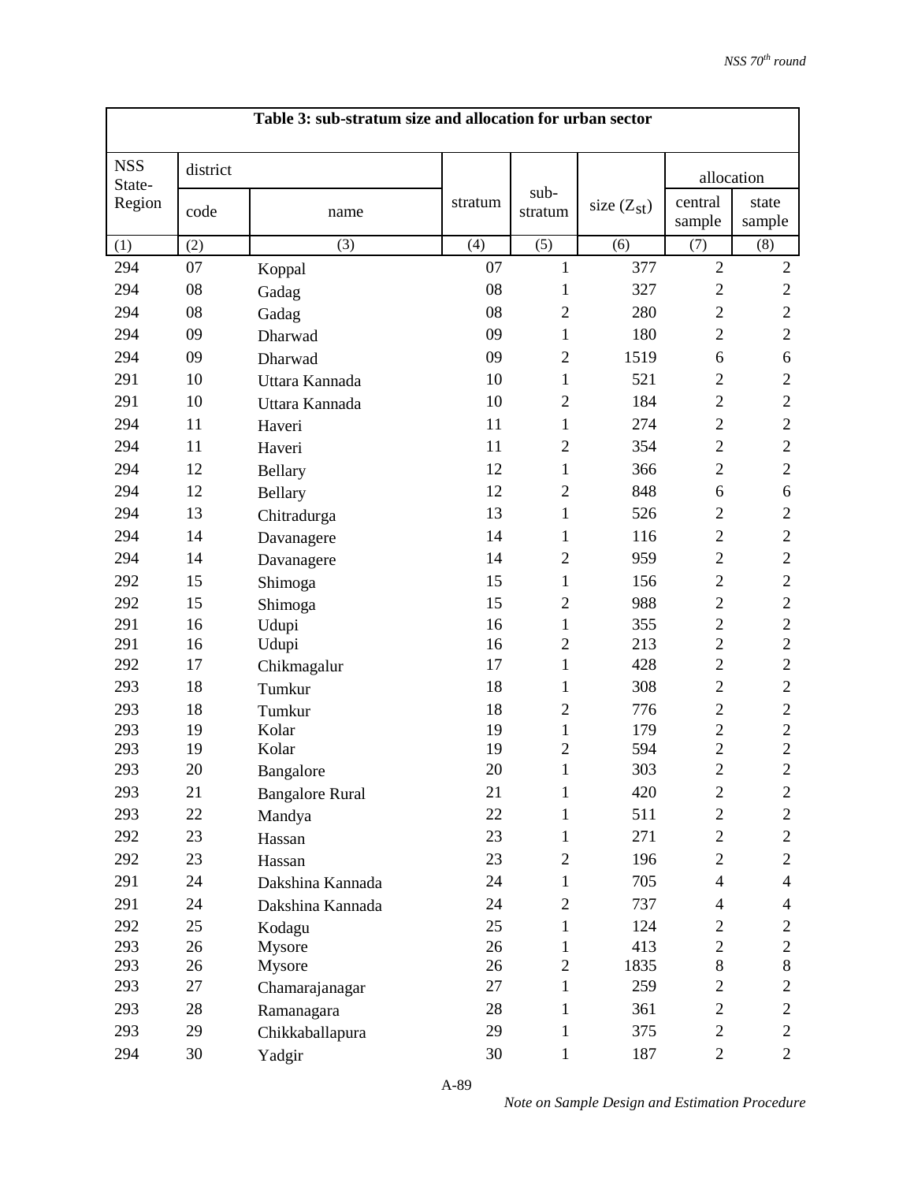**Table 3: sub-stratum size and allocation for urban sector**

| NSS State-Region | district | | stratum | sub-stratum | size ($Z_{st}$) | allocation | |
|---|---|---|---|---|---|---|---|
| | code | name | | | | central sample | state sample |
| (1) | (2) | (3) | (4) | (5) | (6) | (7) | (8) |
| 294 | 07 | Koppal | 07 | 1 | 377 | 2 | 2 |
| 294 | 08 | Gadag | 08 | 1 | 327 | 2 | 2 |
| 294 | 08 | Gadag | 08 | 2 | 280 | 2 | 2 |
| 294 | 09 | Dharwad | 09 | 1 | 180 | 2 | 2 |
| 294 | 09 | Dharwad | 09 | 2 | 1519 | 6 | 6 |
| 291 | 10 | Uttara Kannada | 10 | 1 | 521 | 2 | 2 |
| 291 | 10 | Uttara Kannada | 10 | 2 | 184 | 2 | 2 |
| 294 | 11 | Haveri | 11 | 1 | 274 | 2 | 2 |
| 294 | 11 | Haveri | 11 | 2 | 354 | 2 | 2 |
| 294 | 12 | Bellary | 12 | 1 | 366 | 2 | 2 |
| 294 | 12 | Bellary | 12 | 2 | 848 | 6 | 6 |
| 294 | 13 | Chitradurga | 13 | 1 | 526 | 2 | 2 |
| 294 | 14 | Davanagere | 14 | 1 | 116 | 2 | 2 |
| 294 | 14 | Davanagere | 14 | 2 | 959 | 2 | 2 |
| 292 | 15 | Shimoga | 15 | 1 | 156 | 2 | 2 |
| 292 | 15 | Shimoga | 15 | 2 | 988 | 2 | 2 |
| 291 | 16 | Udupi | 16 | 1 | 355 | 2 | 2 |
| 291 | 16 | Udupi | 16 | 2 | 213 | 2 | 2 |
| 292 | 17 | Chikmagalur | 17 | 1 | 428 | 2 | 2 |
| 293 | 18 | Tumkur | 18 | 1 | 308 | 2 | 2 |
| 293 | 18 | Tumkur | 18 | 2 | 776 | 2 | 2 |
| 293 | 19 | Kolar | 19 | 1 | 179 | 2 | 2 |
| 293 | 19 | Kolar | 19 | 2 | 594 | 2 | 2 |
| 293 | 20 | Bangalore | 20 | 1 | 303 | 2 | 2 |
| 293 | 21 | Bangalore Rural | 21 | 1 | 420 | 2 | 2 |
| 293 | 22 | Mandya | 22 | 1 | 511 | 2 | 2 |
| 292 | 23 | Hassan | 23 | 1 | 271 | 2 | 2 |
| 292 | 23 | Hassan | 23 | 2 | 196 | 2 | 2 |
| 291 | 24 | Dakshina Kannada | 24 | 1 | 705 | 4 | 4 |
| 291 | 24 | Dakshina Kannada | 24 | 2 | 737 | 4 | 4 |
| 292 | 25 | Kodagu | 25 | 1 | 124 | 2 | 2 |
| 293 | 26 | Mysore | 26 | 1 | 413 | 2 | 2 |
| 293 | 26 | Mysore | 26 | 2 | 1835 | 8 | 8 |
| 293 | 27 | Chamarajanagar | 27 | 1 | 259 | 2 | 2 |
| 293 | 28 | Ramanagara | 28 | 1 | 361 | 2 | 2 |
| 293 | 29 | Chikkaballapura | 29 | 1 | 375 | 2 | 2 |
| 294 | 30 | Yadgir | 30 | 1 | 187 | 2 | 2 |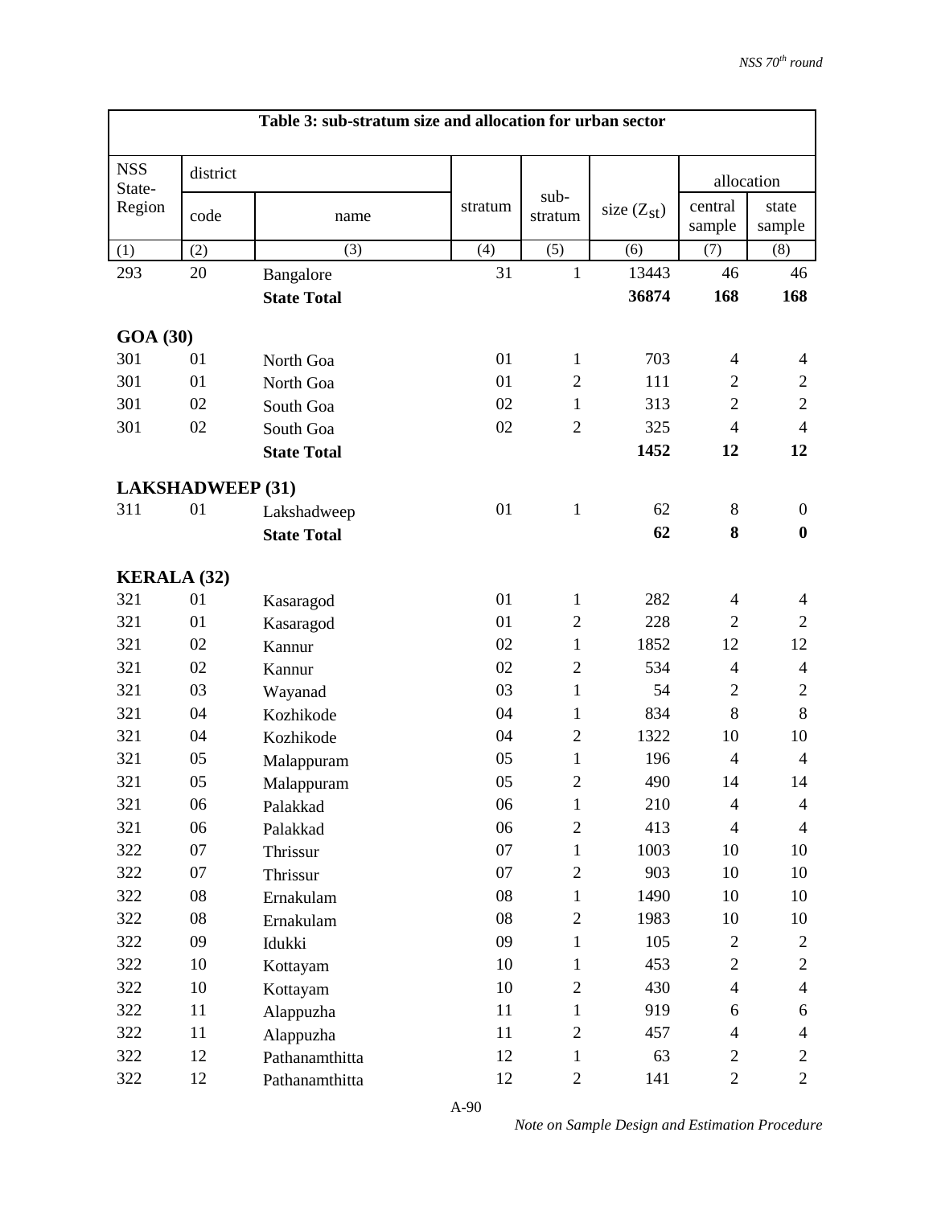| Table 3: sub-stratum size and allocation for urban sector | | | | | | | |
|---|---|---|---|---|---|---|---|
| NSS State-Region | district | | stratum | sub-stratum | size ($Z_{st}$) | allocation | |
| | code | name | | | | central sample | state sample |
| (1) | (2) | (3) | (4) | (5) | (6) | (7) | (8) |
| 293 | 20 | Bangalore | 31 | 1 | 13443 | 46 | 46 |
| | | **State Total** | | | **36874** | **168** | **168** |
| **GOA (30)** | | | | | | | |
| 301 | 01 | North Goa | 01 | 1 | 703 | 4 | 4 |
| 301 | 01 | North Goa | 01 | 2 | 111 | 2 | 2 |
| 301 | 02 | South Goa | 02 | 1 | 313 | 2 | 2 |
| 301 | 02 | South Goa | 02 | 2 | 325 | 4 | 4 |
| | | **State Total** | | | **1452** | **12** | **12** |
| **LAKSHADWEEP (31)** | | | | | | | |
| 311 | 01 | Lakshadweep | 01 | 1 | 62 | 8 | 0 |
| | | **State Total** | | | **62** | **8** | **0** |
| **KERALA (32)** | | | | | | | |
| 321 | 01 | Kasaragod | 01 | 1 | 282 | 4 | 4 |
| 321 | 01 | Kasaragod | 01 | 2 | 228 | 2 | 2 |
| 321 | 02 | Kannur | 02 | 1 | 1852 | 12 | 12 |
| 321 | 02 | Kannur | 02 | 2 | 534 | 4 | 4 |
| 321 | 03 | Wayanad | 03 | 1 | 54 | 2 | 2 |
| 321 | 04 | Kozhikode | 04 | 1 | 834 | 8 | 8 |
| 321 | 04 | Kozhikode | 04 | 2 | 1322 | 10 | 10 |
| 321 | 05 | Malappuram | 05 | 1 | 196 | 4 | 4 |
| 321 | 05 | Malappuram | 05 | 2 | 490 | 14 | 14 |
| 321 | 06 | Palakkad | 06 | 1 | 210 | 4 | 4 |
| 321 | 06 | Palakkad | 06 | 2 | 413 | 4 | 4 |
| 322 | 07 | Thrissur | 07 | 1 | 1003 | 10 | 10 |
| 322 | 07 | Thrissur | 07 | 2 | 903 | 10 | 10 |
| 322 | 08 | Ernakulam | 08 | 1 | 1490 | 10 | 10 |
| 322 | 08 | Ernakulam | 08 | 2 | 1983 | 10 | 10 |
| 322 | 09 | Idukki | 09 | 1 | 105 | 2 | 2 |
| 322 | 10 | Kottayam | 10 | 1 | 453 | 2 | 2 |
| 322 | 10 | Kottayam | 10 | 2 | 430 | 4 | 4 |
| 322 | 11 | Alappuzha | 11 | 1 | 919 | 6 | 6 |
| 322 | 11 | Alappuzha | 11 | 2 | 457 | 4 | 4 |
| 322 | 12 | Pathanamthitta | 12 | 1 | 63 | 2 | 2 |
| 322 | 12 | Pathanamthitta | 12 | 2 | 141 | 2 | 2 |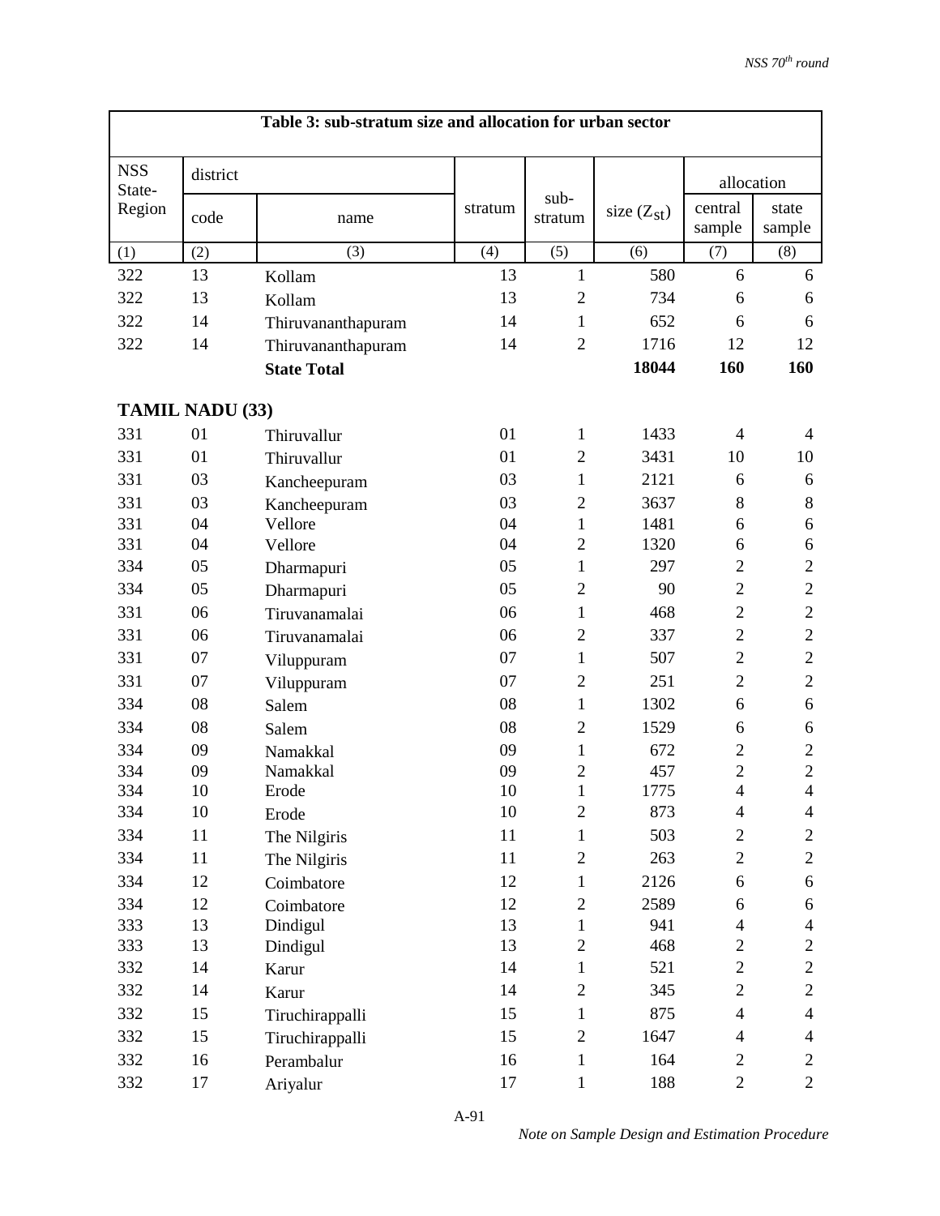**Table 3: sub-stratum size and allocation for urban sector**

| NSS State-Region | district | | stratum | sub-stratum | size ($Z_{st}$) | allocation | |
|---|---|---|---|---|---|---|---|
| | code | name | | | | central sample | state sample |
| (1) | (2) | (3) | (4) | (5) | (6) | (7) | (8) |
| 322 | 13 | Kollam | 13 | 1 | 580 | 6 | 6 |
| 322 | 13 | Kollam | 13 | 2 | 734 | 6 | 6 |
| 322 | 14 | Thiruvananthapuram | 14 | 1 | 652 | 6 | 6 |
| 322 | 14 | Thiruvananthapuram | 14 | 2 | 1716 | 12 | 12 |
| | | **State Total** | | | **18044** | **160** | **160** |
| **TAMIL NADU (33)** | | | | | | | |
| 331 | 01 | Thiruvallur | 01 | 1 | 1433 | 4 | 4 |
| 331 | 01 | Thiruvallur | 01 | 2 | 3431 | 10 | 10 |
| 331 | 03 | Kancheepuram | 03 | 1 | 2121 | 6 | 6 |
| 331 | 03 | Kancheepuram | 03 | 2 | 3637 | 8 | 8 |
| 331 | 04 | Vellore | 04 | 1 | 1481 | 6 | 6 |
| 331 | 04 | Vellore | 04 | 2 | 1320 | 6 | 6 |
| 334 | 05 | Dharmapuri | 05 | 1 | 297 | 2 | 2 |
| 334 | 05 | Dharmapuri | 05 | 2 | 90 | 2 | 2 |
| 331 | 06 | Tiruvanamalai | 06 | 1 | 468 | 2 | 2 |
| 331 | 06 | Tiruvanamalai | 06 | 2 | 337 | 2 | 2 |
| 331 | 07 | Viluppuram | 07 | 1 | 507 | 2 | 2 |
| 331 | 07 | Viluppuram | 07 | 2 | 251 | 2 | 2 |
| 334 | 08 | Salem | 08 | 1 | 1302 | 6 | 6 |
| 334 | 08 | Salem | 08 | 2 | 1529 | 6 | 6 |
| 334 | 09 | Namakkal | 09 | 1 | 672 | 2 | 2 |
| 334 | 09 | Namakkal | 09 | 2 | 457 | 2 | 2 |
| 334 | 10 | Erode | 10 | 1 | 1775 | 4 | 4 |
| 334 | 10 | Erode | 10 | 2 | 873 | 4 | 4 |
| 334 | 11 | The Nilgiris | 11 | 1 | 503 | 2 | 2 |
| 334 | 11 | The Nilgiris | 11 | 2 | 263 | 2 | 2 |
| 334 | 12 | Coimbatore | 12 | 1 | 2126 | 6 | 6 |
| 334 | 12 | Coimbatore | 12 | 2 | 2589 | 6 | 6 |
| 333 | 13 | Dindigul | 13 | 1 | 941 | 4 | 4 |
| 333 | 13 | Dindigul | 13 | 2 | 468 | 2 | 2 |
| 332 | 14 | Karur | 14 | 1 | 521 | 2 | 2 |
| 332 | 14 | Karur | 14 | 2 | 345 | 2 | 2 |
| 332 | 15 | Tiruchirappalli | 15 | 1 | 875 | 4 | 4 |
| 332 | 15 | Tiruchirappalli | 15 | 2 | 1647 | 4 | 4 |
| 332 | 16 | Perambalur | 16 | 1 | 164 | 2 | 2 |
| 332 | 17 | Ariyalur | 17 | 1 | 188 | 2 | 2 |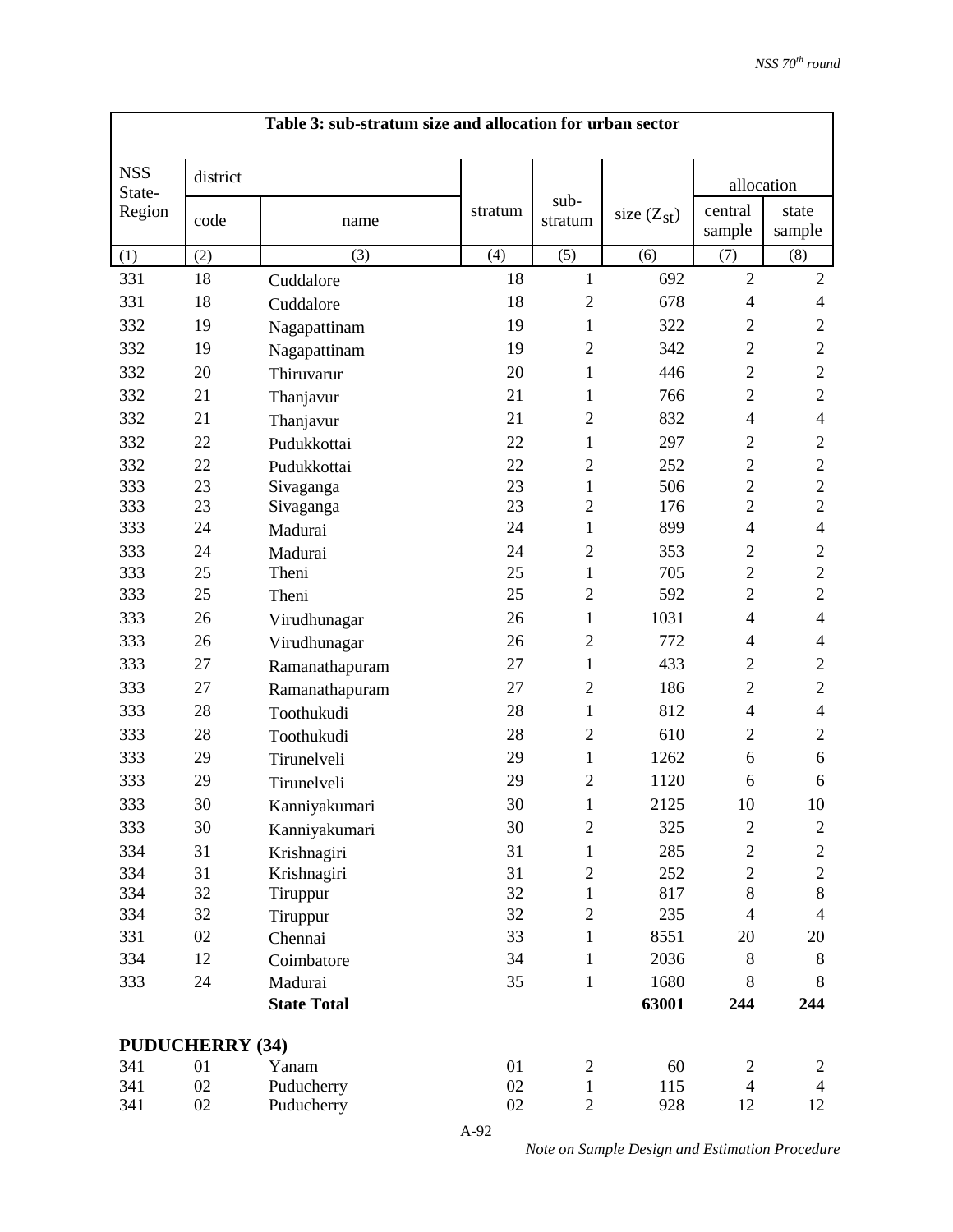**Table 3: sub-stratum size and allocation for urban sector**

| NSS State-Region | district | | stratum | sub-stratum | size ($Z_{st}$) | allocation | |
|---|---|---|---|---|---|---|---|
| | code | name | | | | central sample | state sample |
| (1) | (2) | (3) | (4) | (5) | (6) | (7) | (8) |
| 331 | 18 | Cuddalore | 18 | 1 | 692 | 2 | 2 |
| 331 | 18 | Cuddalore | 18 | 2 | 678 | 4 | 4 |
| 332 | 19 | Nagapattinam | 19 | 1 | 322 | 2 | 2 |
| 332 | 19 | Nagapattinam | 19 | 2 | 342 | 2 | 2 |
| 332 | 20 | Thiruvarur | 20 | 1 | 446 | 2 | 2 |
| 332 | 21 | Thanjavur | 21 | 1 | 766 | 2 | 2 |
| 332 | 21 | Thanjavur | 21 | 2 | 832 | 4 | 4 |
| 332 | 22 | Pudukkottai | 22 | 1 | 297 | 2 | 2 |
| 332 | 22 | Pudukkottai | 22 | 2 | 252 | 2 | 2 |
| 333 | 23 | Sivaganga | 23 | 1 | 506 | 2 | 2 |
| 333 | 23 | Sivaganga | 23 | 2 | 176 | 2 | 2 |
| 333 | 24 | Madurai | 24 | 1 | 899 | 4 | 4 |
| 333 | 24 | Madurai | 24 | 2 | 353 | 2 | 2 |
| 333 | 25 | Theni | 25 | 1 | 705 | 2 | 2 |
| 333 | 25 | Theni | 25 | 2 | 592 | 2 | 2 |
| 333 | 26 | Virudhunagar | 26 | 1 | 1031 | 4 | 4 |
| 333 | 26 | Virudhunagar | 26 | 2 | 772 | 4 | 4 |
| 333 | 27 | Ramanathapuram | 27 | 1 | 433 | 2 | 2 |
| 333 | 27 | Ramanathapuram | 27 | 2 | 186 | 2 | 2 |
| 333 | 28 | Toothukudi | 28 | 1 | 812 | 4 | 4 |
| 333 | 28 | Toothukudi | 28 | 2 | 610 | 2 | 2 |
| 333 | 29 | Tirunelveli | 29 | 1 | 1262 | 6 | 6 |
| 333 | 29 | Tirunelveli | 29 | 2 | 1120 | 6 | 6 |
| 333 | 30 | Kanniyakumari | 30 | 1 | 2125 | 10 | 10 |
| 333 | 30 | Kanniyakumari | 30 | 2 | 325 | 2 | 2 |
| 334 | 31 | Krishnagiri | 31 | 1 | 285 | 2 | 2 |
| 334 | 31 | Krishnagiri | 31 | 2 | 252 | 2 | 2 |
| 334 | 32 | Tiruppur | 32 | 1 | 817 | 8 | 8 |
| 334 | 32 | Tiruppur | 32 | 2 | 235 | 4 | 4 |
| 331 | 02 | Chennai | 33 | 1 | 8551 | 20 | 20 |
| 334 | 12 | Coimbatore | 34 | 1 | 2036 | 8 | 8 |
| 333 | 24 | Madurai | 35 | 1 | 1680 | 8 | 8 |
| | | **State Total** | | | **63001** | **244** | **244** |
| **PUDUCHERRY (34)** | | | | | | | |
| 341 | 01 | Yanam | 01 | 2 | 60 | 2 | 2 |
| 341 | 02 | Puducherry | 02 | 1 | 115 | 4 | 4 |
| 341 | 02 | Puducherry | 02 | 2 | 928 | 12 | 12 |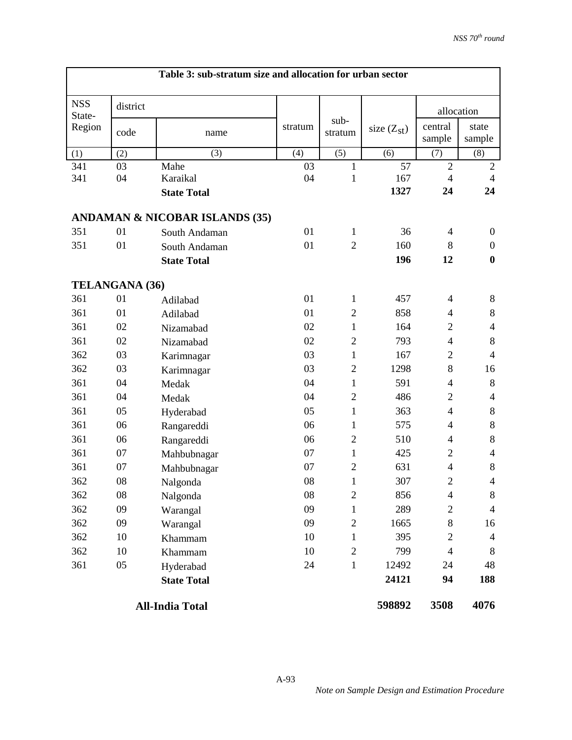**Table 3: sub-stratum size and allocation for urban sector**

| NSS State-Region | district | | stratum | sub-stratum | size ($Z_{st}$) | allocation | |
|---|---|---|---|---|---|---|---|
| | code | name | | | | central sample | state sample |
| (1) | (2) | (3) | (4) | (5) | (6) | (7) | (8) |
| 341 | 03 | Mahe | 03 | 1 | 57 | 2 | 2 |
| 341 | 04 | Karaikal | 04 | 1 | 167 | 4 | 4 |
| | | **State Total** | | | **1327** | **24** | **24** |
| **ANDAMAN & NICOBAR ISLANDS (35)** | | | | | | | |
| 351 | 01 | South Andaman | 01 | 1 | 36 | 4 | 0 |
| 351 | 01 | South Andaman | 01 | 2 | 160 | 8 | 0 |
| | | **State Total** | | | **196** | **12** | **0** |
| **TELANGANA (36)** | | | | | | | |
| 361 | 01 | Adilabad | 01 | 1 | 457 | 4 | 8 |
| 361 | 01 | Adilabad | 01 | 2 | 858 | 4 | 8 |
| 361 | 02 | Nizamabad | 02 | 1 | 164 | 2 | 4 |
| 361 | 02 | Nizamabad | 02 | 2 | 793 | 4 | 8 |
| 362 | 03 | Karimnagar | 03 | 1 | 167 | 2 | 4 |
| 362 | 03 | Karimnagar | 03 | 2 | 1298 | 8 | 16 |
| 361 | 04 | Medak | 04 | 1 | 591 | 4 | 8 |
| 361 | 04 | Medak | 04 | 2 | 486 | 2 | 4 |
| 361 | 05 | Hyderabad | 05 | 1 | 363 | 4 | 8 |
| 361 | 06 | Rangareddi | 06 | 1 | 575 | 4 | 8 |
| 361 | 06 | Rangareddi | 06 | 2 | 510 | 4 | 8 |
| 361 | 07 | Mahbubnagar | 07 | 1 | 425 | 2 | 4 |
| 361 | 07 | Mahbubnagar | 07 | 2 | 631 | 4 | 8 |
| 362 | 08 | Nalgonda | 08 | 1 | 307 | 2 | 4 |
| 362 | 08 | Nalgonda | 08 | 2 | 856 | 4 | 8 |
| 362 | 09 | Warangal | 09 | 1 | 289 | 2 | 4 |
| 362 | 09 | Warangal | 09 | 2 | 1665 | 8 | 16 |
| 362 | 10 | Khammam | 10 | 1 | 395 | 2 | 4 |
| 362 | 10 | Khammam | 10 | 2 | 799 | 4 | 8 |
| 361 | 05 | Hyderabad | 24 | 1 | 12492 | 24 | 48 |
| | | **State Total** | | | **24121** | **94** | **188** |
| | | **All-India Total** | | | **598892** | **3508** | **4076** |